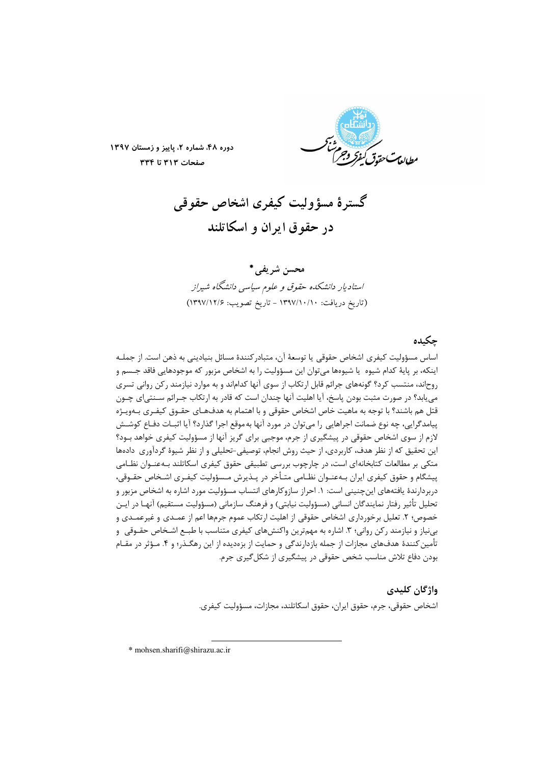# گسترۀ مسؤولیت کیفری اشخاص حقوقی در حقوق ایران و اسکاتلند

**محسن شریفی***

*استادیار دانشکده حقوق و علوم سیاسی دانشگاه شیراز*

(تاریخ دریافت: ۱۳۹۷/۱۰/۱۰ - تاریخ تصویب: ۱۳۹۷/۱۲/۶)

## چکیده

اساس مسؤولیت کیفری اشخاص حقوقی یا توسعۀ آن، متبادرکنندۀ مسائل بنیادینی به ذهن است. از جمله اینکه، بر پایۀ کدام شیوه یا شیوه‌ها می‌توان این مسؤولیت را به اشخاص مزبور را که موجودهایی فاقد جسم و روح‌اند، منتسب کرد؟ گونه‌های جرائم قابل ارتکاب از سوی آنها کدام‌اند و به موارد نیازمند رکن روانی تسری می‌یابد؟ در صورت مثبت بودن پاسخ، آیا اهلیت آنها چندان است که قادر به ارتکاب جرائم سنتی‌ای چون قتل هم باشند؟ با توجه به ماهیت خاص اشخاص حقوقی و با اهتمام به هدف‌های حقوق کیفری به‌ویژه پیامدگرایی، چه نوع ضمانت اجراهایی را می‌توان در مورد آنها به‌موقع اجرا گذارد؟ آیا اثبات دفاع کوشش لازم از سوی اشخاص حقوقی در پیشگیری از جرم، موجبی برای گریز آنها از مسؤولیت کیفری خواهد بود؟ این تحقیق که از نظر هدف، کاربردی، از حیث روش انجام، توصیفی-تحلیلی و از نظر شیوۀ گردآوری داده‌ها متکی بر مطالعات کتابخانه‌ای است، در چارچوب بررسی تطبیقی حقوق کیفری اسکاتلند به‌عنوان نظامی پیشگام و حقوق کیفری ایران به‌عنوان نظامی متأخر در پذیرش مسؤولیت کیفری اشخاص حقوقی، دربردارندۀ یافته‌های این‌چنینی است: ۱. احراز سازوکارهای انتساب مسؤولیت مورد اشاره به اشخاص مزبور و تحلیل تأثیر رفتار نمایندگان انسانی (مسؤولیت نیابتی) و فرهنگ سازمانی (مسؤولیت مستقیم) آنها در این خصوص؛ ۲. تعلیل برخورداری اشخاص حقوقی از اهلیت ارتکاب عموم جرم‌ها اعم از عمدی و غیرعمدی و بی‌نیاز و نیازمند رکن روانی؛ ۳. اشاره به مهم‌ترین واکنش‌های کیفری متناسب با طبع اشخاص حقوقی و تأمین‌کنندۀ هدف‌های مجازات از جمله بازدارندگی و حمایت از بزه‌دیده از این رهگذر؛ و ۴. مؤثر در مقام بودن دفاع تلاش مناسب شخص حقوقی در پیشگیری از شکل‌گیری جرم.

## واژگان کلیدی

اشخاص حقوقی، جرم، حقوق ایران، حقوق اسکاتلند، مجازات، مسؤولیت کیفری.

---

* mohsen.sharifi@shirazu.ac.ir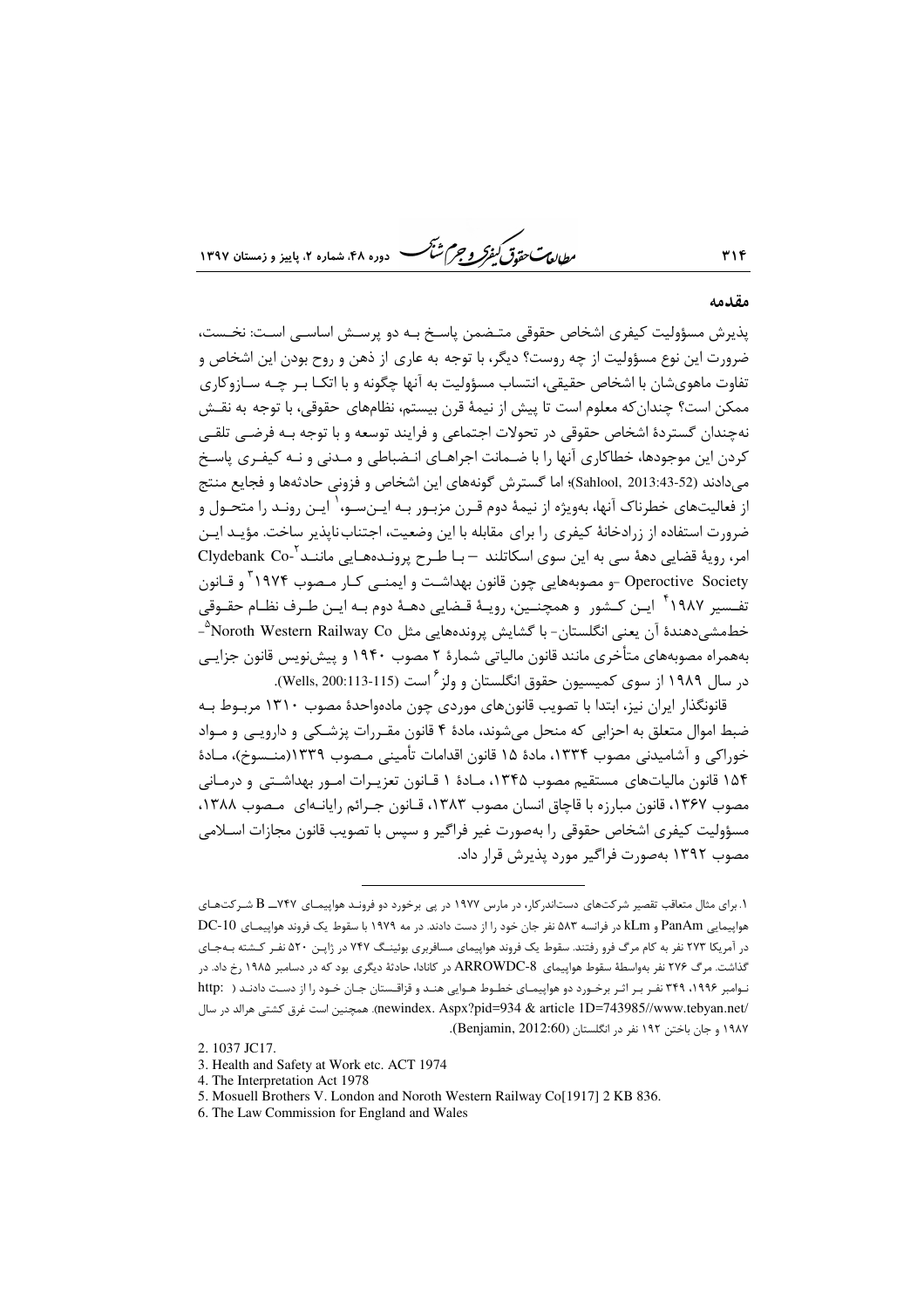## مقدمه

پذیرش مسؤولیت کیفری اشخاص حقوقی متـضمن پاسـخ بـه دو پرسـش اساسـی اسـت: نخـست، ضرورت این نوع مسؤولیت از چه روست؟ دیگر، با توجه به عاری از ذهن و روح بودن این اشخاص و تفاوت ماهوی‌شان با اشخاص حقیقی، انتساب مسؤولیت به آنها چگونه و با اتکـا بـر چـه سـازوکاری ممکن است؟ چندان‌که معلوم است تا پیش از نیمهٔ قرن بیستم، نظام‌های حقوقی، با توجه به نقـش نه‌چندان گستردهٔ اشخاص حقوقی در تحولات اجتماعی و فرایند توسعه و با توجه بـه فرضـی تلقـی کردن این موجودها، خطاکاری آنها را با ضـمانت اجراهـای انـضباطی و مـدنی و نـه کیفـری پاسـخ می‌دادند (Sahlool, 2013:43-52)؛ اما گسترش گونه‌های این اشخاص و فزونی حادثه‌ها و فجایع منتج از فعالیت‌های خطرناک آنها، به‌ویژه از نیمهٔ دوم قـرن مزبـور بـه ایـن‌سـو،[1] ایـن رونـد را متحـول و ضرورت استفاده از زرادخانهٔ کیفری را برای مقابله با این وضعیت، اجتناب‌ناپذیر ساخت. مؤیـد ایـن امر، رویهٔ قضایی دههٔ سی به این سوی اسکاتلند – بـا طـرح پرونـده‌هـایی ماننـد Clydebank Co-[2] Operoctive Society -و مصوبه‌هایی چون قانون بهداشـت و ایمنـی کـار مـصوب ۱۹۷۴[3] و قـانون تفـسیر ۱۹۸۷[4] ایـن کـشور و همچنـین، رویـهٔ قـضایی دهـهٔ دوم بـه ایـن طـرف نظـام حقـوقی خط‌مشی‌دهندهٔ آن یعنی انگلستان- با گشایش پرونده‌هایی مثل Noroth Western Railway Co[5]- به‌همراه مصوبه‌های متأخری مانند قانون مالیاتی شمارهٔ ۲ مصوب ۱۹۴۰ و پیش‌نویس قانون جزایـی در سال ۱۹۸۹ از سوی کمیسیون حقوق انگلستان و ولز[6] است (Wells, 200:113-115).

قانونگذار ایران نیز، ابتدا با تصویب قانون‌های موردی چون ماده‌واحدهٔ مصوب ۱۳۱۰ مربـوط بـه ضبط اموال متعلق به احزابی که منحل می‌شوند، مادهٔ ۴ قانون مقـررات پزشـکی و داروپـی و مـواد خوراکی و آشامیدنی مصوب ۱۳۳۴، مادهٔ ۱۵ قانون اقدامات تأمینی مـصوب ۱۳۳۹(منـسوخ)، مـادهٔ ۱۵۴ قانون مالیات‌های مستقیم مصوب ۱۳۴۵، مـادهٔ ۱ قـانون تعزیـرات امـور بهداشـتی و درمـانی مصوب ۱۳۶۷، قانون مبارزه با قاچاق انسان مصوب ۱۳۸۳، قـانون جـرائم رایانـه‌ای مـصوب ۱۳۸۸، مسؤولیت کیفری اشخاص حقوقی را به‌صورت غیر فراگیر و سپس با تصویب قانون مجازات اسـلامی مصوب ۱۳۹۲ به‌صورت فراگیر مورد پذیرش قرار داد.

---

۱. برای مثال متعاقب تقصیر شرکت‌های دست‌اندرکار، در مارس ۱۹۷۷ در پی برخورد دو فرونـد هواپیمـای ۷۴۷ـ B شـرکت‌هـای هواپیمایی PanAm و kLm در فرانسه ۵۸۳ نفر جان خود را از دست دادند. در مه ۱۹۷۹ با سقوط یک فروند هواپیمـای DC-10 در آمریکا ۲۷۳ نفر به کام مرگ فرو رفتند. سقوط یک فروند هواپیمای مسافربری بوئینـگ ۷۴۷ در ژاپـن ۵۲۰ نفـر کـشته بـه‌جـای گذاشت. مرگ ۲۷۶ نفر به‌واسطهٔ سقوط هواپیمای ARROWDC-8 در کانادا، حادثهٔ دیگری بود که در دسامبر ۱۹۸۵ رخ داد. در نـوامبر ۱۹۹۶، ۳۴۹ نفـر بـر اثـر برخـورد دو هواپیمـای خطـوط هـوایی هنـد و قزاقـستان جـان خـود را از دسـت دادنـد ( http://www.tebyan.net/newindex. Aspx?pid=934 & article 1D=743985). همچنین است غرق کشتی هرالد در سال ۱۹۸۷ و جان باختن ۱۹۲ نفر در انگلستان (Benjamin, 2012:60).

2. 1037 JC17.

3. Health and Safety at Work etc. ACT 1974

4. The Interpretation Act 1978

5. Mosuell Brothers V. London and Noroth Western Railway Co[1917] 2 KB 836.

6. The Law Commission for England and Wales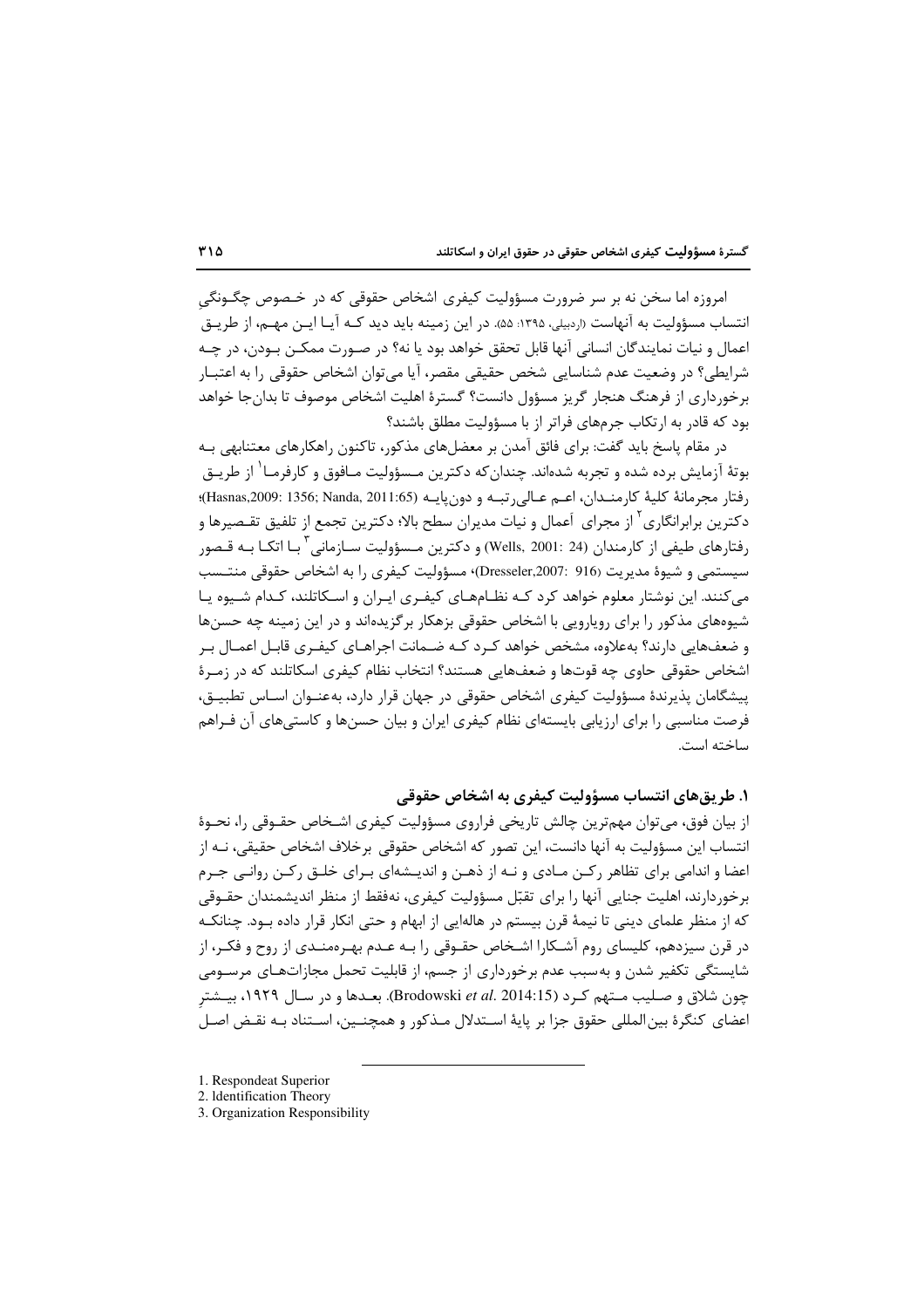امروزه اما سخن نه بر سر ضرورت مسؤولیت کیفری اشخاص حقوقی که در خصوص چگونگیِ انتساب مسؤولیت به آنهاست (اردبیلی، ۱۳۹۵: ۵۵). در این زمینه باید دید که آیا این مهم، از طریق اعمال و نیات نمایندگان انسانی آنها قابل تحقق خواهد بود یا نه؟ در صورت ممکن بودن، در چه شرایطی؟ در وضعیت عدم شناسایی شخص حقیقی مقصر، آیا می‌توان اشخاص حقوقی را به اعتبار برخورداری از فرهنگ هنجار گریز مسؤول دانست؟ گسترهٔ اهلیت اشخاص موصوف تا بدان‌جا خواهد بود که قادر به ارتکاب جرم‌های فراتر از با مسؤولیت مطلق باشند؟

در مقام پاسخ باید گفت: برای فائق آمدن بر معضل‌های مذکور، تاکنون راهکارهای معتنابهی به بوتهٔ آزمایش برده شده و تجربه شده‌اند. چندان‌که دکترین مسؤولیت مافوق و کارفرما[1] از طریق رفتار مجرمانهٔ کلیهٔ کارمندان، اعم عالی‌رتبه و دون‌پایه (Hasnas,2009: 1356; Nanda, 2011:65)؛ دکترین برابرانگاری[2] از مجرای اعمال و نیات مدیران سطح بالا؛ دکترین تجمع از تلفیق تقصیرها و رفتارهای طیفی از کارمندان (Wells, 2001: 24) و دکترین مسؤولیت سازمانی[3] با اتکا به قصور سیستمی و شیوهٔ مدیریت (Dresseler,2007: 916)، مسؤولیت کیفری را به اشخاص حقوقی منتسب می‌کنند. این نوشتار معلوم خواهد کرد که نظام‌های کیفری ایران و اسکاتلند، کدام شیوه یا شیوه‌های مذکور را برای رویارویی با اشخاص حقوقی بزهکار برگزیده‌اند و در این زمینه چه حسن‌ها و ضعف‌هایی دارند؟ به‌علاوه، مشخص خواهد کرد که ضمانت اجراهای کیفری قابل اعمال بر اشخاص حقوقی حاوی چه قوت‌ها و ضعف‌هایی هستند؟ انتخاب نظام کیفری اسکاتلند که در زمرهٔ پیشگامان پذیرندهٔ مسؤولیت کیفری اشخاص حقوقی در جهان قرار دارد، به‌عنوان اساس تطبیق، فرصت مناسبی را برای ارزیابی بایسته‌ای نظام کیفری ایران و بیان حسن‌ها و کاستی‌های آن فراهم ساخته است.

## ۱. طریق‌های انتساب مسؤولیت کیفری به اشخاص حقوقی

از بیان فوق، می‌توان مهم‌ترین چالش تاریخی فراروی مسؤولیت کیفری اشخاص حقوقی را، نحوهٔ انتساب این مسؤولیت به آنها دانست، این تصور که اشخاص حقوقی برخلاف اشخاص حقیقی، نه از اعضا و اندامی برای تظاهر رکن مادی و نه از ذهن و اندیشه‌ای برای خلق رکن روانی جرم برخوردارند، اهلیت جنایی آنها را برای تقبّل مسؤولیت کیفری، نه‌فقط از منظر اندیشمندان حقوقی که از منظر علمای دینی تا نیمهٔ قرن بیستم در هاله‌ایی از ابهام و حتی انکار قرار داده بود. چنانکه در قرن سیزدهم، کلیسای روم آشکارا اشخاص حقوقی را به عدم بهره‌مندی از روح و فکر، از شایستگی تکفیر شدن و به‌سبب عدم برخورداری از جسم، از قابلیت تحمل مجازات‌های مرسومی چون شلاق و صلیب متهم کرد (Brodowski *et al.* 2014:15). بعدها و در سال ۱۹۲۹، بیشترِ اعضای کنگرهٔ بین‌المللی حقوق جزا بر پایهٔ استدلال مذکور و همچنین، استناد به نقض اصل

---

1. Respondeat Superior
2. Identification Theory
3. Organization Responsibility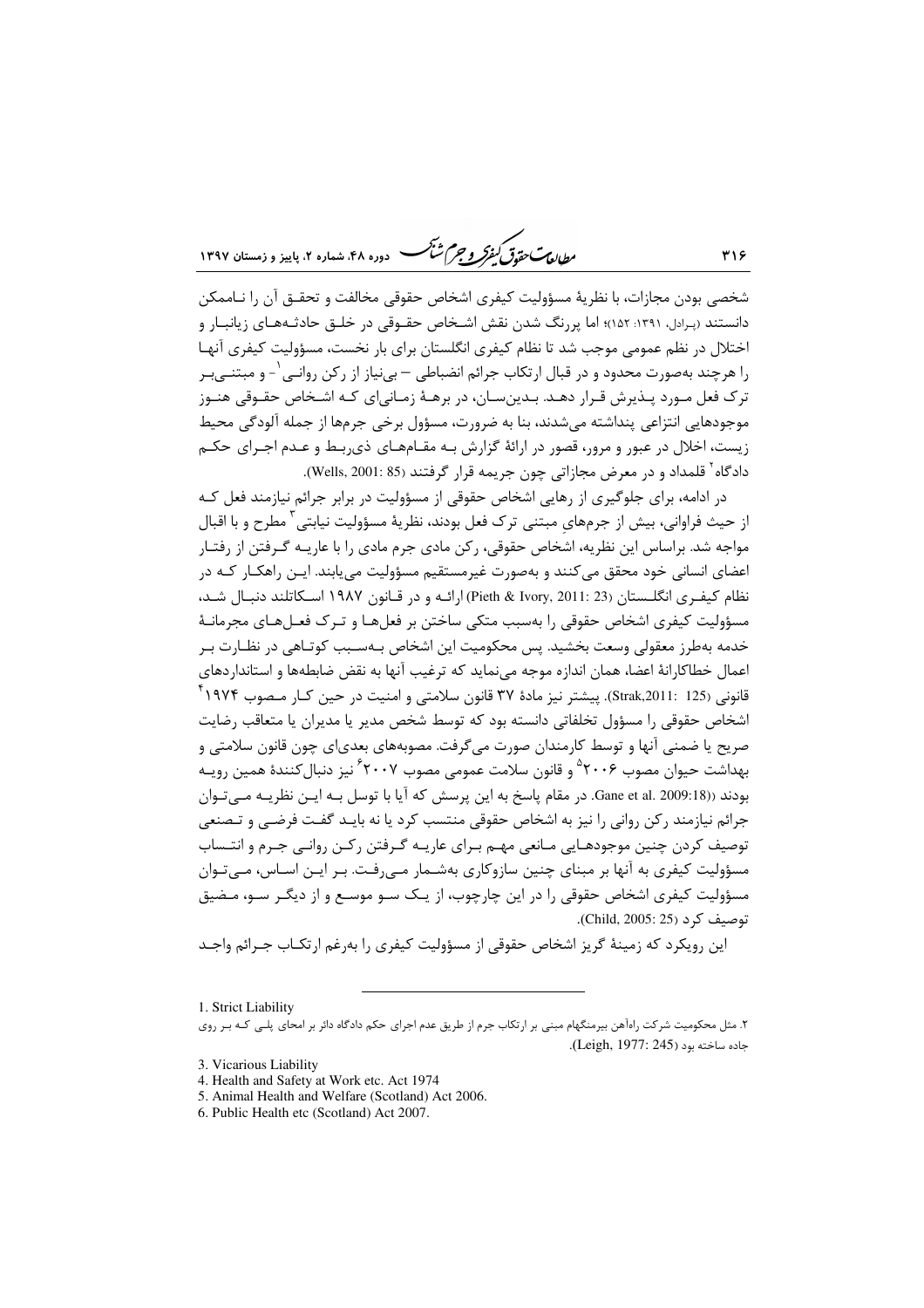شخصی بودن مجازات، با نظریهٔ مسؤولیت کیفری اشخاص حقوقی مخالفت و تحقق آن را ناممکن دانستند (پرادل، ۱۳۹۱: ۱۵۲)؛ اما پررنگ شدن نقش اشخاص حقوقی در خلق حادثه‌های زیانبار و اختلال در نظم عمومی موجب شد تا نظام کیفری انگلستان برای بار نخست، مسؤولیت کیفری آنها را هرچند به‌صورت محدود و در قبال ارتکاب جرائم انضباطی – بی‌نیاز از رکن روانی[1]- و مبتنی‌بر ترک فعل مورد پذیرش قرار دهد. بدین‌سان، در برههٔ زمانی‌ای که اشخاص حقوقی هنوز موجودهایی انتزاعی پنداشته می‌شدند، بنا به ضرورت، مسؤول برخی جرم‌ها از جمله آلودگی محیط زیست، اخلال در عبور و مرور، قصور در ارائهٔ گزارش به مقام‌های ذی‌ربط و عدم اجرای حکم دادگاه[2] قلمداد و در معرض مجازاتی چون جریمه قرار گرفتند (Wells, 2001: 85).

در ادامه، برای جلوگیری از رهایی اشخاص حقوقی از مسؤولیت در برابر جرائم نیازمند فعل که از حیث فراوانی، بیش از جرم‌هایِ مبتنی ترک فعل بودند، نظریهٔ مسؤولیت نیابتی[3] مطرح و با اقبال مواجه شد. براساس این نظریه، اشخاص حقوقی، رکن مادی جرم مادی را با عاریه گرفتن از رفتار اعضای انسانی خود محقق می‌کنند و به‌صورت غیرمستقیم مسؤولیت می‌یابند. این راهکار که در نظام کیفری انگلستان (Pieth & Ivory, 2011: 23) ارائه و در قانون ۱۹۸۷ اسکاتلند دنبال شد، مسؤولیت کیفری اشخاص حقوقی را به‌سبب متکی ساختن بر فعل‌ها و ترک فعل‌های مجرمانهٔ خدمه به‌طرز معقولی وسعت بخشید. پس محکومیت این اشخاص به‌سبب کوتاهی در نظارت بر اعمال خطاکارانهٔ اعضا، همان اندازه موجه می‌نماید که ترغیب آنها به نقض ضابطه‌ها و استانداردهای قانونی (Strak,2011: 125). پیشتر نیز مادهٔ ۳۷ قانون سلامتی و امنیت در حین کار مصوب ۱۹۷۴[4] اشخاص حقوقی را مسؤول تخلفاتی دانسته بود که توسط شخص مدیر یا مدیران یا متعاقب رضایت صریح یا ضمنی آنها و توسط کارمندان صورت می‌گرفت. مصوبه‌های بعدی‌ای چون قانون سلامتی و بهداشت حیوان مصوب ۲۰۰۶[5] و قانون سلامت عمومی مصوب ۲۰۰۷[6] نیز دنبال‌کنندهٔ همین رویه بودند (Gane et al. 2009:18). در مقام پاسخ به این پرسش که آیا با توسل به این نظریه می‌توان جرائم نیازمند رکن روانی را نیز به اشخاص حقوقی منتسب کرد یا نه باید گفت فرضی و تصنعی توصیف کردن چنین موجودهایی مانعی مهم برای عاریه گرفتن رکن روانی جرم و انتساب مسؤولیت کیفری به آنها بر مبنای چنین سازوکاری به‌شمار می‌رفت. بر این اساس، می‌توان مسؤولیت کیفری اشخاص حقوقی را در این چارچوب، از یک سو موسع و از دیگر سو، مضیق توصیف کرد (Child, 2005: 25).

این رویکرد که زمینهٔ گریز اشخاص حقوقی از مسؤولیت کیفری را به‌رغم ارتکاب جرائم واجد

---

1. Strict Liability

۲. مثل محکومیت شرکت راه‌آهن بیرمنگهام مبنی بر ارتکاب جرم از طریق عدم اجرای حکم دادگاه دائر بر امحای پلی که بر روی جاده ساخته بود (Leigh, 1977: 245).

3. Vicarious Liability
4. Health and Safety at Work etc. Act 1974
5. Animal Health and Welfare (Scotland) Act 2006.
6. Public Health etc (Scotland) Act 2007.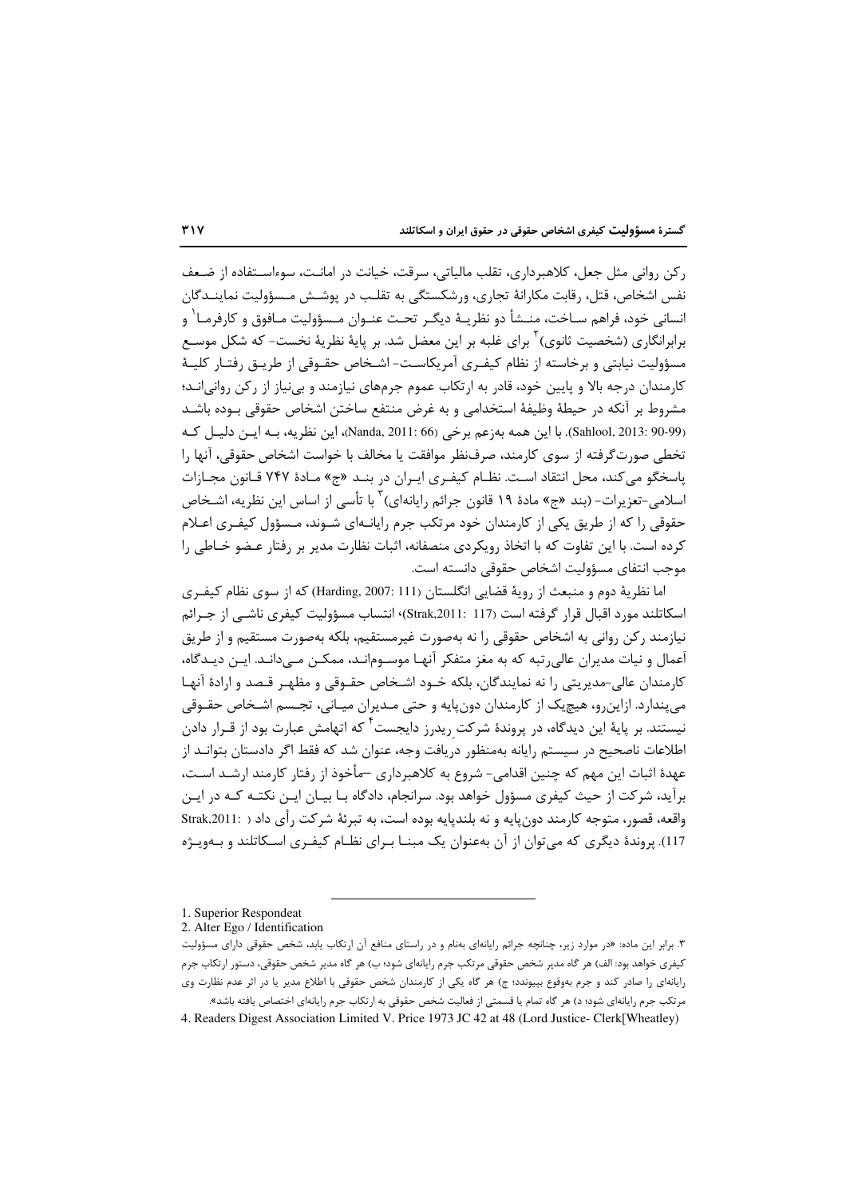رکن روانی مثل جعل، کلاهبرداری، تقلب مالیاتی، سرقت، خیانت در امانت، سوءاستفاده از ضعف نفس اشخاص، قتل، رقابت مکارانهٔ تجاری، ورشکستگی به تقلب در پوشش مسؤولیت نمایندگان انسانی خود، فراهم ساخت، منشأ دو نظریهٔ دیگر تحت عنوان مسؤولیت مافوق و کارفرما[1] و برابرانگاری (شخصیت ثانوی)[2] برای غلبه بر این معضل شد. بر پایهٔ نظریهٔ نخست- که شکل موسع مسؤولیت نیابتی و برخاسته از نظام کیفری آمریکاست- اشخاص حقوقی از طریق رفتار کلیهٔ کارمندان درجه بالا و پایین خود، قادر به ارتکاب عموم جرمهای نیازمند و بی‌نیاز از رکن روانی‌اند؛ مشروط بر آنکه در حیطهٔ وظیفهٔ استخدامی و به غرض منتفع ساختن اشخاص حقوقی بوده باشد (Sahlool, 2013: 90-99). با این همه به‌زعم برخی (Nanda, 2011: 66)، این نظریه، به این دلیل که تخطی صورت‌گرفته از سوی کارمند، صرف‌نظر موافقت یا مخالف با خواست اشخاص حقوقی، آنها را پاسخگو می‌کند، محل انتقاد است. نظام کیفری ایران در بند «ج» مادهٔ ۷۴۷ قانون مجازات اسلامی-تعزیرات- (بند «ج» مادهٔ ۱۹ قانون جرائم رایانه‌ای)[3] با تأسی از اساس این نظریه، اشخاص حقوقی را که از طریق یکی از کارمندان خود مرتکب جرم رایانه‌ای شوند، مسؤول کیفری اعلام کرده است. با این تفاوت که با اتخاذ رویکردی منصفانه، اثبات نظارت مدیر بر رفتار عضو خاطی را موجب انتفای مسؤولیت اشخاص حقوقی دانسته است.

اما نظریهٔ دوم و منبعث از رویهٔ قضایی انگلستان (Harding, 2007: 111) که از سوی نظام کیفری اسکاتلند مورد اقبال قرار گرفته است (Strak,2011: 117)، انتساب مسؤولیت کیفری ناشی از جرائم نیازمند رکن روانی به اشخاص حقوقی را نه به‌صورت غیرمستقیم، بلکه به‌صورت مستقیم و از طریق اَعمال و نیات مدیران عالی‌رتبه که به مغز متفکر آنها موسوم‌اند، ممکن می‌دانند. این دیدگاه، کارمندان عالی-مدیریتی را نه نمایندگان، بلکه خود اشخاص حقوقی و مظهر قصد و ارادهٔ آنها می‌پندارد. ازاین‌رو، هیچ‌یک از کارمندان دون‌پایه و حتی مدیران میانی، تجسم اشخاص حقوقی نیستند. بر پایهٔ این دیدگاه، در پروندهٔ شرکت ریدرز دایجست[4] که اتهامش عبارت بود از قرار دادن اطلاعات ناصحیح در سیستم رایانه به‌منظور دریافت وجه، عنوان شد که فقط اگر دادستان بتواند از عهدهٔ اثبات این مهم که چنین اقدامی- شروع به کلاهبرداری –مأخوذ از رفتار کارمند ارشد است، برآید، شرکت از حیث کیفری مسؤول خواهد بود. سرانجام، دادگاه با بیان این نکته که در این واقعه، قصور، متوجه کارمند دون‌پایه و نه بلندپایه بوده است، به تبرئهٔ شرکت رأی داد ( Strak,2011: 117). پروندهٔ دیگری که می‌توان از آن به‌عنوان یک مبنا برای نظام کیفری اسکاتلند و به‌ویژه

---

1. Superior Respondeat
2. Alter Ego / Identification
3. برابر این ماده: «در موارد زیر، چنانچه جرائم رایانه‌ای به‌نام و در راستای منافع آن ارتکاب یابد، شخص حقوقی دارای مسؤولیت کیفری خواهد بود: الف) هر گاه مدیر شخص حقوقی مرتکب جرم رایانه‌ای شود؛ ب) هر گاه مدیر شخص حقوقی، دستور ارتکاب جرم رایانه‌ای را صادر کند و جرم به‌وقوع بپیوندد؛ ج) هر گاه یکی از کارمندان شخص حقوقی با اطلاع مدیر یا در اثر عدم نظارت وی مرتکب جرم رایانه‌ای شود؛ د) هر گاه تمام یا قسمتی از فعالیت شخص حقوقی به ارتکاب جرم رایانه‌ای اختصاص یافته باشد».
4. Readers Digest Association Limited V. Price 1973 JC 42 at 48 (Lord Justice- Clerk[Wheatley)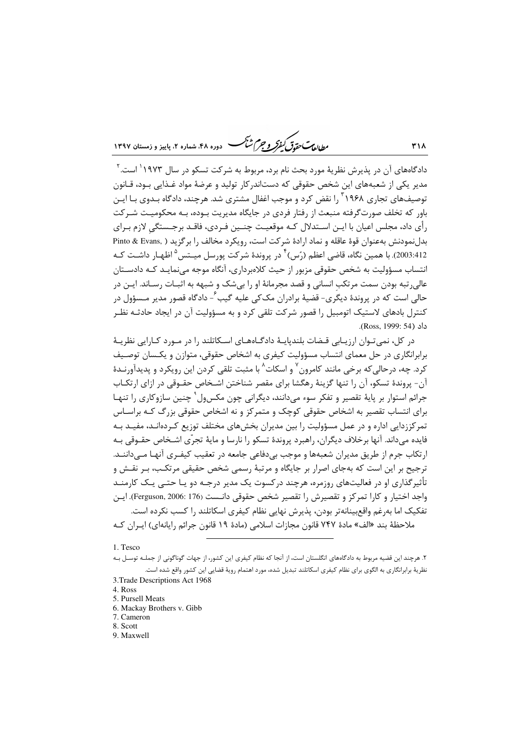دادگاه‌های آن در پذیرش نظریهٔ مورد بحث نام برد، مربوط به شرکت تسکو در سال ۱۹۷۳[1] است.[2] مدیر یکی از شعبه‌های این شخص حقوقی که دست‌اندرکار تولید و عرضهٔ مواد غذایی بود، قانون توصیف‌های تجاری ۱۹۶۸[3] را نقض کرد و موجب اغفال مشتری شد. هرچند، دادگاه بدوی با این باور که تخلف صورت‌گرفته منبعث از رفتار فردی در جایگاه مدیریت بوده، به محکومیت شرکت رأی داد، مجلس اعیان با این استدلال که موقعیت چنین فردی، فاقد برجستگیِ لازم برای بدل‌نمودنش به‌عنوان قوهٔ عاقله و نماد ارادهٔ شرکت است، رویکرد مخالف را برگزید (Pinto & Evans, 2003:412). با همین نگاه، قاضی اعظم (رُس)[4] در پروندهٔ شرکت پورسل میتس[5] اظهار داشت که انتساب مسؤولیت به شخص حقوقی مزبور از حیث کلاهبرداری، آنگاه موجه می‌نماید که دادستان عالی‌رتبه بودن سمت مرتکبِ انسانی و قصد مجرمانهٔ او را بی‌شک و شبهه به اثبات رساند. این در حالی است که در پروندهٔ دیگری- قضیهٔ برادران مک‌کی علیه گیب[6]- دادگاه قصور مدیر مسؤول در کنترل بادهای لاستیک اتومبیل را قصور شرکت تلقی کرد و به مسؤولیت آن در ایجاد حادثه نظر داد (Ross, 1999: 54).

در کل، نمی‌توان ارزیابی قضات بلندپایهٔ دادگاه‌های اسکاتلند را در مورد کارایی نظریهٔ برابرانگاری در حل معمای انتساب مسؤولیت کیفری به اشخاص حقوقی، متوازن و یکسان توصیف کرد. چه، درحالی‌که برخی مانند کامرون[7] و اسکات[8] با مثبت تلقی کردن این رویکرد و پدیدآورندهٔ آن- پروندهٔ تسکو، آن را تنها گزینهٔ رهگشا برای مقصر شناختن اشخاص حقوقی در ازای ارتکاب جرائم استوار بر پایهٔ تقصیر و تفکر سوء می‌دانند، دیگرانی چون مکس‌ول[9] چنین سازوکاری را تنها برای انتساب تقصیر به اشخاص حقوقی کوچک و متمرکز و نه اشخاص حقوقی بزرگ که براساس تمرکززدایی اداره و در عمل مسؤولیت را بین مدیران بخش‌های مختلف توزیع کرده‌اند، مفید به فایده می‌داند. آنها برخلاف دیگران، راهبرد پروندهٔ تسکو را نارسا و مایهٔ تجرّی اشخاص حقوقی به ارتکاب جرم از طریق مدیران شعبه‌ها و موجب بی‌دفاعی جامعه در تعقیب کیفری آنها می‌دانند. ترجیح بر این است که به‌جای اصرار بر جایگاه و مرتبهٔ رسمی شخص حقیقی مرتکب، بر نقش و تأثیرگذاری او در فعالیت‌های روزمره، هرچند درکسوت یک مدیر درجه دو یا حتی یک کارمند واجد اختیار و کارا تمرکز و تقصیرش را تقصیر شخص حقوقی دانست (Ferguson, 2006: 176). این تفکیک اما به‌رغم واقع‌بینانه‌تر بودن، پذیرش نهایی نظام کیفری اسکاتلند را کسب نکرده است.

ملاحظهٔ بند «الف» مادهٔ ۷۴۷ قانون مجازات اسلامی (مادهٔ ۱۹ قانون جرائم رایانه‌ای) ایران که

---

1. Tesco

۲. هرچند این قضیه مربوط به دادگاه‌های انگلستان است، از آنجا که نظام کیفری این کشور، از جهات گوناگونی از جمله توسل به نظریهٔ برابرانگاری به الگوی برای نظام کیفری اسکاتلند تبدیل شده، مورد اهتمام رویهٔ قضایی این کشور واقع شده است.

3. Trade Descriptions Act 1968
4. Ross
5. Pursell Meats
6. Mackay Brothers v. Gibb
7. Cameron
8. Scott
9. Maxwell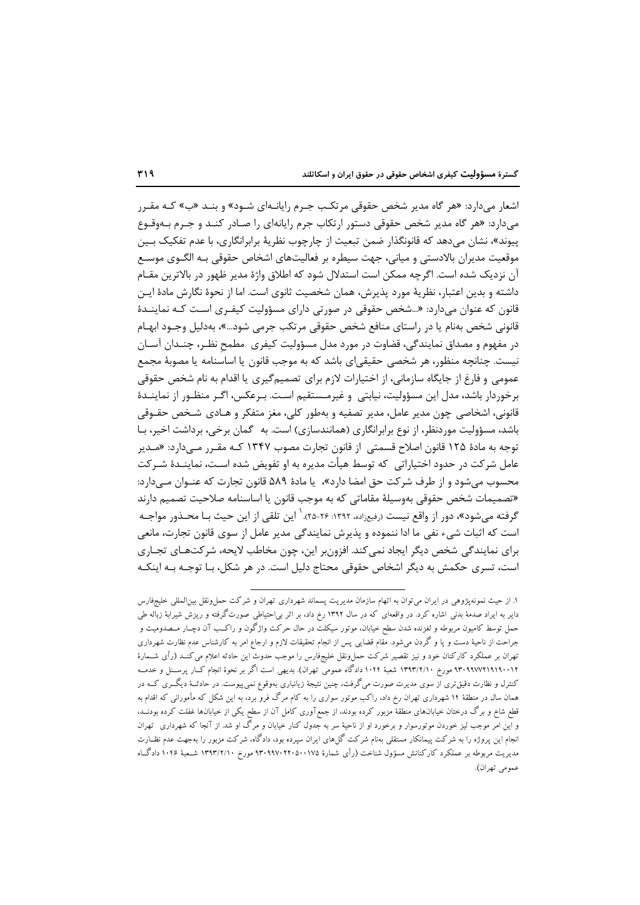اشعار می‌دارد: «هر گاه مدیر شخص حقوقی مرتکب جرم رایانه‌ای شود» و بند «ب» که مقرر می‌دارد: «هر گاه مدیر شخص حقوقی دستور ارتکاب جرم رایانه‌ای را صادر کند و جرم به‌وقوع پیوند»، نشان می‌دهد که قانونگذار ضمن تبعیت از چارچوب نظریهٔ برابرانگاری، با عدم تفکیک بین موقعیت مدیران بالادستی و میانی، جهت سیطره بر فعالیت‌های اشخاص حقوقی به الگوی موسع آن نزدیک شده است. اگرچه ممکن است استدلال شود که اطلاق واژهٔ مدیر ظهور در بالاترین مقام داشته و بدین اعتبار، نظریهٔ مورد پذیرش، همان شخصیت ثانوی است. اما از نحوهٔ نگارش مادهٔ این قانون که عنوان می‌دارد: «...شخص حقوقی در صورتی دارای مسؤولیت کیفری است که نمایندهٔ قانونی شخص به‌نام یا در راستای منافع شخص حقوقی مرتکب جرمی شود...»، به‌دلیل وجود ابهام در مفهوم و مصداق نمایندگی، قضاوت در مورد مدل مسؤولیت کیفری مطمح نظر، چندان آسان نیست. چنانچه منظور، هر شخصی حقیقی‌ای باشد که به موجب قانون یا اساسنامه یا مصوبهٔ مجمع عمومی و فارغ از جایگاه سازمانی، از اختیارات لازم برای تصمیم‌گیری یا اقدام به نام شخص حقوقی برخوردار باشد، مدل این مسؤولیت، نیابتی و غیرمستقیم است. برعکس، اگر منظور از نمایندهٔ قانونی، اشخاصی چون مدیر عامل، مدیر تصفیه و به‌طور کلی، مغز متفکر و هادی شخص حقوقی باشد، مسؤولیت موردنظر، از نوع برابرانگاری (همانندسازی) است. به گمان برخی، برداشت اخیر، با توجه به مادهٔ ۱۲۵ قانون اصلاح قسمتی از قانون تجارت مصوب ۱۳۴۷ که مقرر می‌دارد: «مدیر عامل شرکت در حدود اختیاراتی که توسط هیأت مدیره به او تفویض شده است، نمایندهٔ شرکت محسوب می‌شود و از طرف شرکت حق امضا دارد»، یا مادهٔ ۵۸۹ قانون تجارت که عنوان می‌دارد: «تصمیمات شخص حقوقی به‌وسیلهٔ مقاماتی که به موجب قانون یا اساسنامه صلاحیت تصمیم دارند گرفته می‌شود»، دور از واقع نیست (رفیع‌زاده، ۱۳۹۲: ۲۶-۲۵).[1] این تلقی از این حیث با محذور مواجه است که اثبات شیء نفی ما ادا ننموده و پذیرش نمایندگی مدیر عامل از سوی قانون تجارت، مانعی برای نمایندگی شخص دیگر ایجاد نمی‌کند. افزون‌بر این، چون مخاطب لایحه، شرکت‌های تجاری است، تسری حکمش به دیگر اشخاص حقوقی محتاج دلیل است. در هر شکل، با توجه به اینکه

---

۱. از حیث نمونه‌پژوهی در ایران می‌توان به اتهام سازمان مدیریت پسماند شهرداری تهران و شرکت حمل‌ونقل بین‌المللی خلیج‌فارس دایر به ایراد صدمهٔ بدنی اشاره کرد. در واقعه‌ای که در سال ۱۳۹۲ رخ داد، بر اثر بی‌احتیاطی صورت‌گرفته و ریزش شیرابهٔ زباله طی حمل توسط کامیون مربوطه و لغزنده شدن سطح خیابان، موتور سیکلت در حال حرکت واژگون و راکب آن دچار مصدومیت و جراحت از ناحیهٔ دست و پا و گردن می‌شود. مقام قضایی پس از انجام تحقیقات لازم و ارجاع امر به کارشناس عدم نظارت شهرداری تهران بر عملکرد کارکنان خود و نیز تقصیر شرکت حمل‌ونقل خلیج‌فارس را موجب حدوث این حادثه اعلام می‌کند (رأی شمارهٔ ۹۳۰۹۹۷۷۲۱۹۱۹۰۰۱۲ مورخ ۱۳۹۳/۲/۱۰ شعبهٔ ۱۰۴۴ دادگاه عمومی تهران). بدیهی است اگر بر نحوهٔ انجام کار پرسنل و خدمه کنترل و نظارت دقیق‌تری از سوی مدیریت صورت می‌گرفت، چنین نتیجهٔ زیانباری به‌وقوع نمی‌پیوست. در حادثهٔ دیگری که در همان سال در منطقهٔ ۱۴ شهرداری تهران رخ داد، راکب موتور سواری را به کام مرگ فرو برد، به این شکل که مأمورانی که اقدام به قطع شاخ و برگ درختان خیابان‌های منطقهٔ مزبور کرده بودند، از جمع‌آوری کامل آن از سطح یکی از خیابان‌ها غفلت کرده بودند، و این امر موجب لیز خوردن موتورسوار و برخورد او از ناحیهٔ سر به جدول کنار خیابان و مرگ او شد. از آنجا که شهرداری تهران انجام این پروژه را به شرکت پیمانکار مستقلی به‌نام شرکت گل‌های ایران سپرده بود، دادگاه، شرکت مزبور را به‌جهت عدم نظارت مدیریت مربوطه بر عملکرد کارکنانش مسؤول شناخت (رأی شمارهٔ ۹۳۰۹۹۷۰۲۲۰۵۰۰۱۷۵ مورخ ۱۳۹۳/۲/۱۰ شعبهٔ ۱۰۴۶ دادگاه عمومی تهران).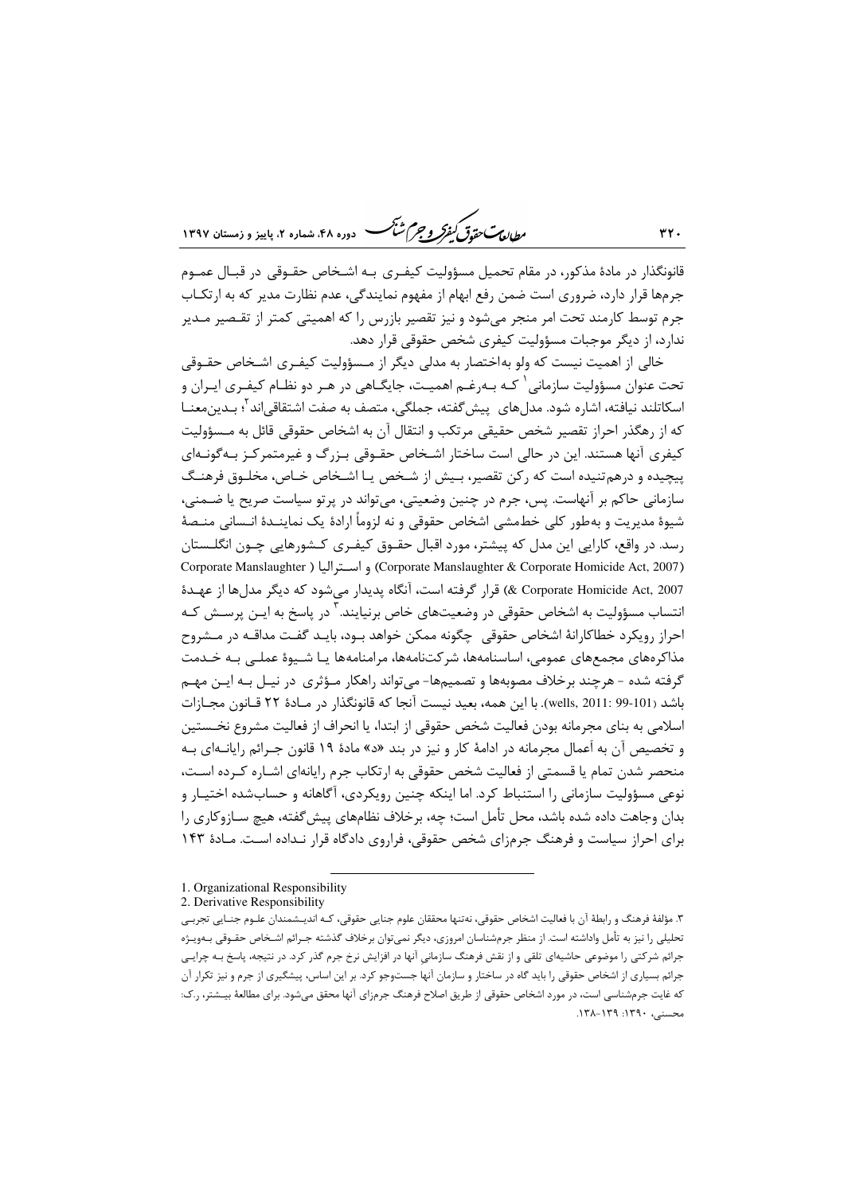قانونگذار در مادهٔ مذکور، در مقام تحمیل مسؤولیت کیفری به اشخاص حقوقی در قبال عموم جرم‌ها قرار دارد، ضروری است ضمن رفع ابهام از مفهوم نمایندگی، عدم نظارت مدیر که به ارتکاب جرم توسط کارمند تحت امر منجر می‌شود و نیز تقصیر بازرس را که اهمیتی کمتر از تقصیر مدیر ندارد، از دیگر موجبات مسؤولیت کیفری شخص حقوقی قرار دهد.

خالی از اهمیت نیست که ولو به‌اختصار به مدلی دیگر از مسؤولیت کیفری اشخاص حقوقی تحت عنوان مسؤولیت سازمانی[1] که به‌رغم اهمیت، جایگاهی در هر دو نظام کیفری ایران و اسکاتلند نیافته، اشاره شود. مدل‌های پیش‌گفته، جملگی، متصف به صفت اشتقاقی‌اند[2]؛ بدین‌معنا که از رهگذر احراز تقصیر شخص حقیقی مرتکب و انتقال آن به اشخاص حقوقی قائل به مسؤولیت کیفری آنها هستند. این در حالی است که ساختار اشخاص حقوقی بزرگ و غیرمتمرکز به‌گونه‌ای پیچیده و درهم‌تنیده است که رکن تقصیر، بیش از شخص یا اشخاص خاص، مخلوق فرهنگ سازمانی حاکم بر آنهاست. پس، جرم در چنین وضعیتی، می‌تواند در پرتو سیاست صریح یا ضمنی، شیوهٔ مدیریت و به‌طور کلی خط‌مشی اشخاص حقوقی و نه لزوماً ارادهٔ یک نمایندهٔ انسانی منصهٔ رسد. در واقع، کارایی این مدل که پیشتر، مورد اقبال حقوق کیفری کشورهایی چون انگلستان (Corporate Manslaughter & Corporate Homicide Act, 2007) و استرالیا ( Corporate Manslaughter & Corporate Homicide Act, 2007) قرار گرفته است، آنگاه پدیدار می‌شود که دیگر مدل‌ها از عهدهٔ انتساب مسؤولیت به اشخاص حقوقی در وضعیت‌های خاص برنیایند.[3] در پاسخ به این پرسش که احراز رویکرد خطاکارانهٔ اشخاص حقوقی چگونه ممکن خواهد بود، باید گفت مداقه در مشروح مذاکره‌های مجمع‌های عمومی، اساسنامه‌ها، شرکت‌نامه‌ها، مرامنامه‌ها یا شیوهٔ عملی به خدمت گرفته شده - هرچند برخلاف مصوبه‌ها و تصمیم‌ها- می‌تواند راهکار مؤثری در نیل به این مهم باشد (wells, 2011: 99-101). با این همه، بعید نیست آنجا که قانونگذار در مادهٔ ۲۲ قانون مجازات اسلامی به بنای مجرمانه بودن فعالیت شخص حقوقی از ابتدا، یا انحراف از فعالیت مشروع نخستین و تخصیص آن به أعمال مجرمانه در ادامهٔ کار و نیز در بند «د» مادهٔ ۱۹ قانون جرائم رایانه‌ای به منحصر شدن تمام یا قسمتی از فعالیت شخص حقوقی به ارتکاب جرم رایانه‌ای اشاره کرده است، نوعی مسؤولیت سازمانی را استنباط کرد. اما اینکه چنین رویکردی، آگاهانه و حساب‌شده اختیار و بدان وجاهت داده شده باشد، محل تأمل است؛ چه، برخلاف نظام‌های پیش‌گفته، هیچ سازوکاری را برای احراز سیاست و فرهنگ جرم‌زای شخص حقوقی، فراروی دادگاه قرار نداده است. مادهٔ ۱۴۳

---

1. Organizational Responsibility

2. Derivative Responsibility

۳. مؤلفهٔ فرهنگ و رابطهٔ آن با فعالیت اشخاص حقوقی، نه‌تنها محققان علوم جنایی حقوقی، که اندیشمندان علوم جنایی تجربی تحلیلی را نیز به تأمل واداشته است. از منظر جرم‌شناسان امروزی، دیگر نمی‌توان برخلاف گذشته جرائم اشخاص حقوقی به‌ویژه جرائم شرکتی را موضوعی حاشیه‌ای تلقی و از نقش فرهنگ سازمانی آنها در افزایش نرخ جرم گذر کرد. در نتیجه، پاسخ به چرایی جرائم بسیاری از اشخاص حقوقی را باید گاه در ساختار و سازمان آنها جست‌وجو کرد. بر این اساس، پیشگیری از جرم و نیز تکرار آن که غایت جرم‌شناسی است، در مورد اشخاص حقوقی از طریق اصلاح فرهنگ جرم‌زای آنها محقق می‌شود. برای مطالعهٔ بیشتر، ر.ک: محسنی، ۱۳۹۰: ۱۳۹-۱۳۸.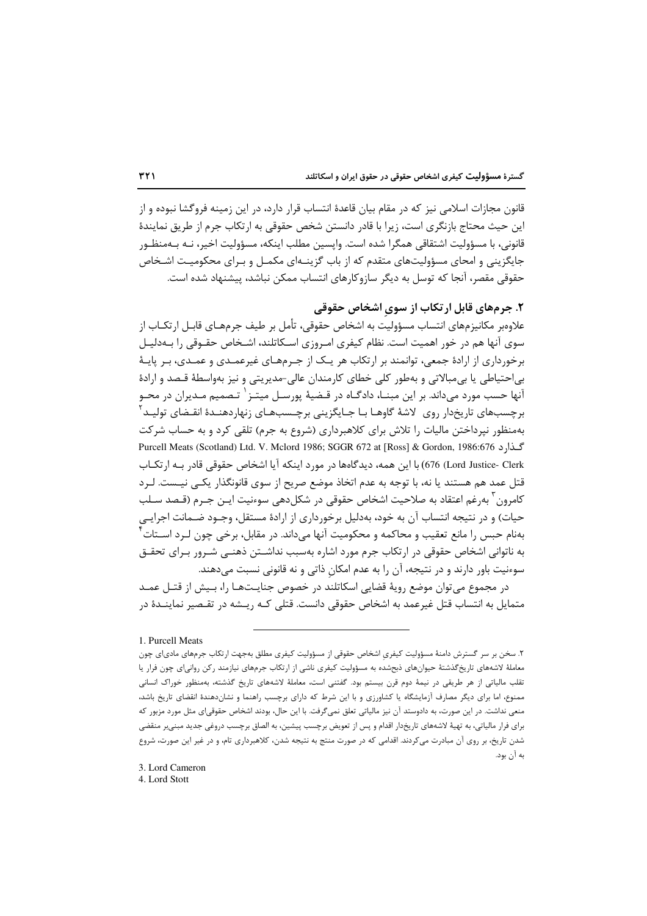قانون مجازات اسلامی نیز که در مقام بیان قاعدهٔ انتساب قرار دارد، در این زمینه فروگشا نبوده و از این حیث محتاج بازنگری است، زیرا با قادر دانستن شخص حقوقی به ارتکاب جرم از طریق نمایندهٔ قانونی، با مسؤولیت اشتقاقی همگرا شده است. واپسین مطلب اینکه، مسؤولیت اخیر، نه بـه‌منظـور جایگزینی و امحای مسؤولیت‌های متقدم که از باب گزینـه‌ای مکمـل و بـرای محکومیـت اشـخاص حقوقی مقصر، آنجا که توسل به دیگر سازوکارهای انتساب ممکن نباشد، پیشنهاد شده است.

## ۲. جرم‌های قابل ارتکاب از سوی اشخاص حقوقی

علاوه‌بر مکانیزم‌های انتساب مسؤولیت به اشخاص حقوقی، تأمل بر طیف جرم‌هـای قابـل ارتکـاب از سوی آنها هم در خور اهمیت است. نظام کیفری امـروزی اسـکاتلند، اشـخاص حقـوقی را بـه‌دلیـل برخورداری از ارادهٔ جمعی، توانمند بر ارتکاب هر یـک از جـرم‌هـای غیرعمـدی و عمـدی، بـر پایـهٔ بی‌احتیاطی یا بی‌مبالاتی و به‌طور کلی خطای کارمندان عالی-مدیریتی و نیز به‌واسطهٔ قـصد و ارادهٔ آنها حسب مورد می‌داند. بر این مبنـا، دادگـاه در قـضیهٔ پورسـل میتـز[1] تـصمیم مـدیران در محـو برچسب‌های تاریخ‌دار روی لاشهٔ گاوهـا بـا جـایگزینی برچـسب‌هـای زنهاردهنـدهٔ انقـضای تولیـد[2] به‌منظور نپرداختن مالیات را تلاش برای کلاهبرداری (شروع به جرم) تلقی کرد و به حساب شرکت گـذارد Purcell Meats (Scotland) Ltd. V. Mclord 1986; SGGR 672 at [Ross] & Gordon, 1986:676 (Lord Justice- Clerk 676) با این همه، دیدگاه‌ها در مورد اینکه آیا اشخاص حقوقی قادر بـه ارتکـاب قتل عمد هم هستند یا نه، با توجه به عدم اتخاذ موضع صریح از سوی قانونگذار یکـی نیـست. لـرد کامرون[3] به‌رغم اعتقاد به صلاحیت اشخاص حقوقی در شکل‌دهی سوءنیت ایـن جـرم (قـصد سـلب حیات) و در نتیجه انتساب آن به خود، به‌دلیل برخورداری از ارادهٔ مستقل، وجـود ضـمانت اجرایـی به‌نام حبس را مانع تعقیب و محاکمه و محکومیت آنها می‌داند. در مقابل، برخی چون لـرد اسـتات[4] به ناتوانی اشخاص حقوقی در ارتکاب جرم مورد اشاره به‌سبب نداشـتن ذهنـی شـرور بـرای تحقـق سوءنیت باور دارند و در نتیجه، آن را به عدم امکانِ ذاتی و نه قانونی نسبت می‌دهند.

در مجموع می‌توان موضع رویهٔ قضایی اسکاتلند در خصوص جنایـت‌هـا را، بـیش از قتـل عمـد متمایل به انتساب قتل غیرعمد به اشخاص حقوقی دانست. قتلی کـه ریـشه در تقـصیر نماینـدهٔ در

---

1. Purcell Meats

۲. سخن بر سر گسترش دامنهٔ مسؤولیت کیفری اشخاص حقوقی از مسؤولیت کیفری مطلق به‌جهت ارتکاب جرم‌های مادی‌ای چون معاملهٔ لاشه‌های تاریخ‌گذشتهٔ حیوان‌های ذبح‌شده به مسؤولیت کیفری ناشی از ارتکاب جرم‌های نیازمند رکن روانی‌ای چون فرار یا تقلب مالیاتی از هر طریقی در نیمهٔ دوم قرن بیستم بود. گفتنی است، معاملهٔ لاشه‌های تاریخ گذشته، به‌منظور خوراک انسانی ممنوع، اما برای دیگر مصارف آزمایشگاه یا کشاورزی و با این شرط که دارای برچسب راهنما و نشان‌دهندهٔ انقضای تاریخ باشد، منعی نداشت. در این صورت، به دادوستد آن نیز مالیاتی تعلق نمی‌گرفت. با این حال، بودند اشخاص حقوقی‌ای مثل مورد مزبور که برای فرار مالیاتی، به تهیهٔ لاشه‌های تاریخ‌دار اقدام و پس از تعویض برچسب پیشین، به الصاق برچسب دروغی جدید مبنی‌بر منقضی شدن تاریخ، بر روی آن مبادرت می‌کردند. اقدامی که در صورت منتج به نتیجه شدن، کلاهبرداری تام، و در غیر این صورت، شروع به آن بود.

3. Lord Cameron
4. Lord Stott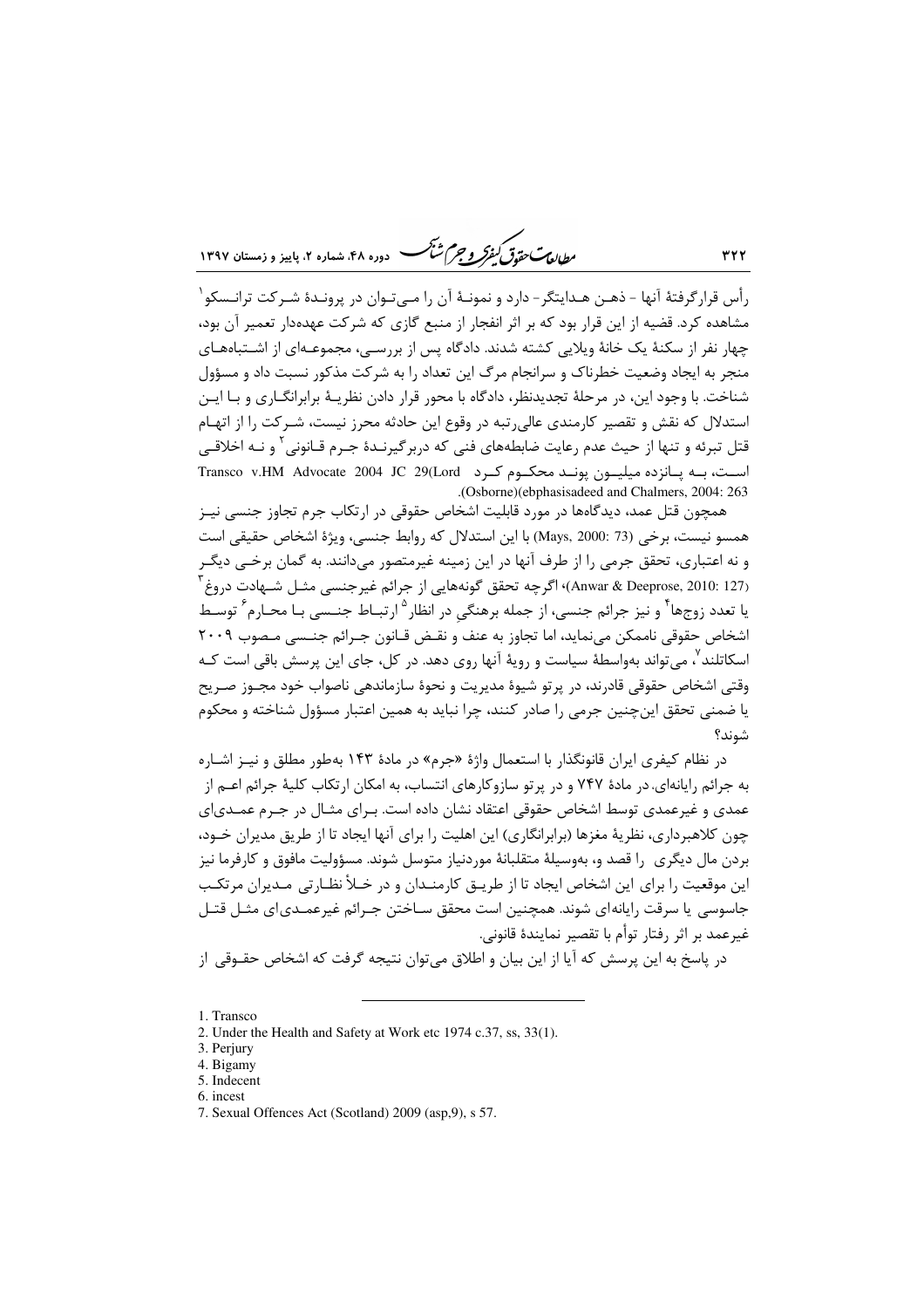رأس قرارگرفتهٔ آنها - ذهـن هـدایتگر- دارد و نمونـهٔ آن را مـی‌تـوان در پرونـدهٔ شـرکت ترانـسکو[1] مشاهده کرد. قضیه از این قرار بود که بر اثر انفجار از منبع گازی که شرکت عهده‌دار تعمیر آن بود، چهار نفر از سکنهٔ یک خانهٔ ویلایی کشته شدند. دادگاه پس از بررسـی، مجموعـه‌ای از اشـتباه‌هـای منجر به ایجاد وضعیت خطرناک و سرانجام مرگ این تعداد را به شرکت مذکور نسبت داد و مسؤول شناخت. با وجود این، در مرحلهٔ تجدیدنظر، دادگاه با محور قرار دادن نظریـهٔ برابرانگـاری و بـا ایـن استدلال که نقش و تقصیر کارمندی عالی‌رتبه در وقوع این حادثه محرز نیست، شـرکت را از اتهـام قتل تبرئه و تنها از حیث عدم رعایت ضابطه‌های فنی که دربرگیرنـدهٔ جـرم قـانونی[2] و نـه اخلاقـی اسـت، بـه پـانزده میلیـون پونـد محکـوم کـرد (Transco v.HM Advocate 2004 JC 29(Lord Osborne)(ebphasisadeed and Chalmers, 2004: 263).

همچون قتل عمد، دیدگاه‌ها در مورد قابلیت اشخاص حقوقی در ارتکاب جرم تجاوز جنسی نیـز همسو نیست، برخی (Mays, 2000: 73) با این استدلال که روابط جنسی، ویژهٔ اشخاص حقیقی است و نه اعتباری، تحقق جرمی را از طرف آنها در این زمینه غیرمتصور می‌دانند. به گمان برخـی دیگـر (Anwar & Deeprose, 2010: 127)، اگرچه تحقق گونه‌هایی از جرائم غیرجنسی مثـل شـهادت دروغ[3] یا تعدد زوجها[4] و نیز جرائم جنسی، از جمله برهنگی در انظار[5] ارتبـاط جنـسی بـا محـارم[6] توسـط اشخاص حقوقی ناممکن می‌نماید، اما تجاوز به عنف و نقـض قـانون جـرائم جنـسی مـصوب ۲۰۰۹ اسکاتلند[7]، می‌تواند به‌واسطهٔ سیاست و رویهٔ آنها روی دهد. در کل، جای این پرسش باقی است کـه وقتی اشخاص حقوقی قادرند، در پرتو شیوهٔ مدیریت و نحوهٔ سازماندهی ناصواب خود مجـوز صـریح یا ضمنی تحقق این‌چنین جرمی را صادر کنند، چرا نباید به همین اعتبار مسؤول شناخته و محکوم شوند؟

در نظام کیفری ایران قانونگذار با استعمال واژهٔ «جرم» در مادهٔ ۱۴۳ به‌طور مطلق و نیـز اشـاره به جرائم رایانه‌ای در مادهٔ ۷۴۷ و در پرتو سازوکارهای انتساب، به امکان ارتکاب کلیهٔ جرائم اعـم از عمدی و غیرعمدی توسط اشخاص حقوقی اعتقاد نشان داده است. بـرای مثـال در جـرم عمـدی‌ای چون کلاهبرداری، نظریهٔ مغزها (برابرانگاری) این اهلیت را برای آنها ایجاد تا از طریق مدیران خـود، بردن مال دیگری را قصد و، به‌وسیلهٔ متقلبانهٔ موردنیاز متوسل شوند. مسؤولیت مافوق و کارفرما نیز این موقعیت را برای این اشخاص ایجاد تا از طریـق کارمنـدان و در خـلأ نظـارتی مـدیران مرتکـب جاسوسی یا سرقت رایانه‌ای شوند. همچنین است محقق سـاختن جـرائم غیرعمـدی‌ای مثـل قتـل غیرعمد بر اثر رفتار توأم با تقصیر نمایندهٔ قانونی.

در پاسخ به این پرسش که آیا از این بیان و اطلاق می‌توان نتیجه گرفت که اشخاص حقـوقی از

---

1. Transco
2. Under the Health and Safety at Work etc 1974 c.37, ss, 33(1).
3. Perjury
4. Bigamy
5. Indecent
6. incest
7. Sexual Offences Act (Scotland) 2009 (asp,9), s 57.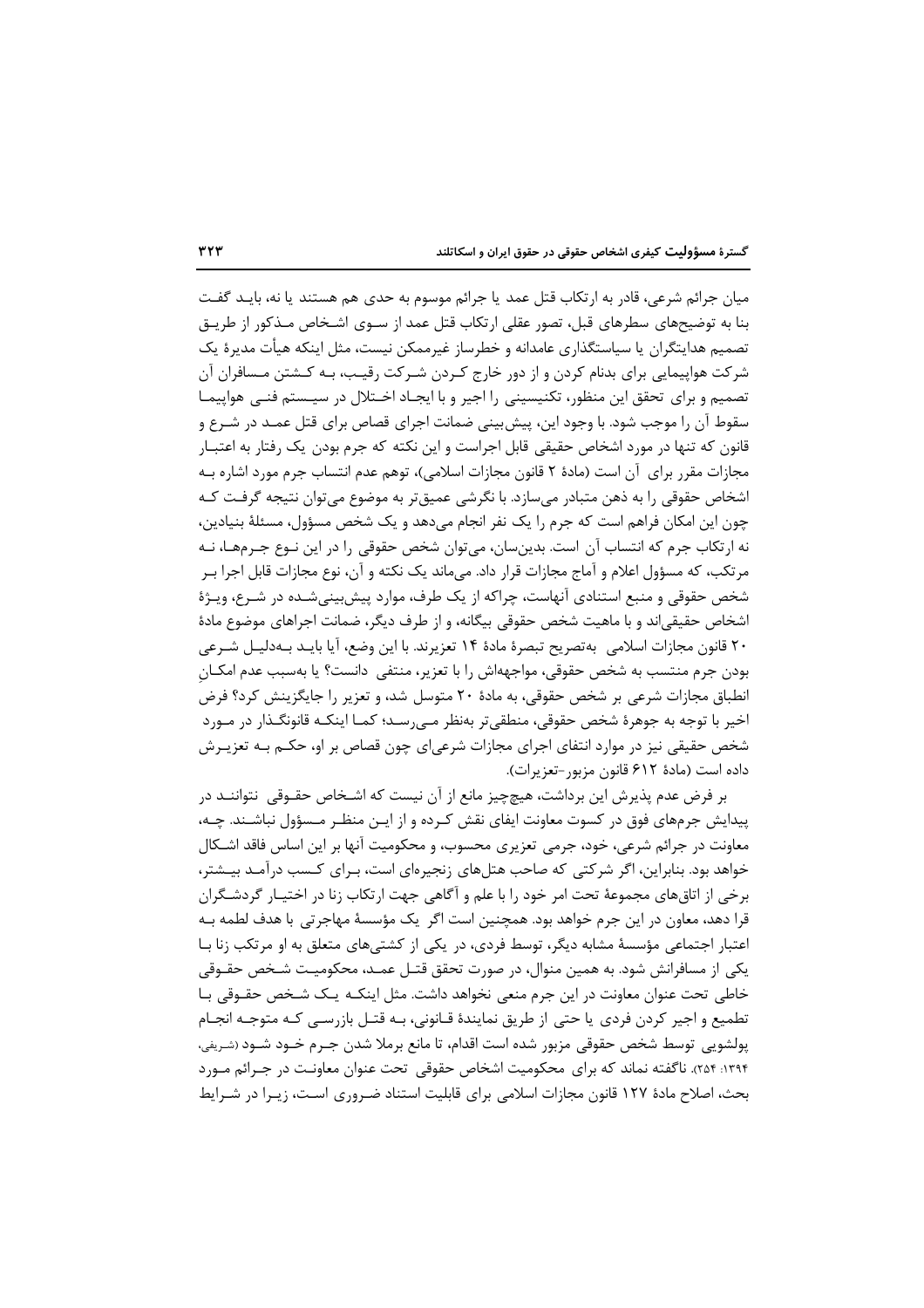میان جرائم شرعی، قادر به ارتکاب قتل عمد یا جرائم موسوم به حدی هم هستند یا نه، باید گفت بنا به توضیح‌های سطرهای قبل، تصور عقلی ارتکاب قتل عمد از سوی اشخاص مذکور از طریق تصمیم هدایتگران یا سیاستگذاری عامدانه و خطرساز غیرممکن نیست، مثل اینکه هیأت مدیرۀ یک شرکت هواپیمایی برای بدنام کردن و از دور خارج کردن شرکت رقیب، به کشتن مسافران آن تصمیم و برای تحقق این منظور، تکنیسینی را اجیر و با ایجاد اختلال در سیستم فنی هواپیما سقوط آن را موجب شود. با وجود این، پیش‌بینی ضمانت اجرای قصاص برای قتل عمد در شرع و قانون که تنها در مورد اشخاص حقیقی قابل اجراست و این نکته که جرم بودن یک رفتار به اعتبار مجازات مقرر برای آن است (مادۀ ۲ قانون مجازات اسلامی)، توهم عدم انتساب جرم مورد اشاره به اشخاص حقوقی را به ذهن متبادر می‌سازد. با نگرشی عمیق‌تر به موضوع می‌توان نتیجه گرفت که چون این امکان فراهم است که جرم را یک نفر انجام می‌دهد و یک شخص مسؤول، مسئلۀ بنیادین، نه ارتکاب جرم که انتساب آن است. بدین‌سان، می‌توان شخص حقوقی را در این نوع جرم‌ها، نه مرتکب، که مسؤول اعلام و آماج مجازات قرار داد. می‌ماند یک نکته و آن، نوع مجازات قابل اجرا بر شخص حقوقی و منبع استنادی آنهاست، چراکه از یک طرف، موارد پیش‌بینی‌شده در شرع، ویژۀ اشخاص حقیقی‌اند و با ماهیت شخص حقوقی بیگانه، و از طرف دیگر، ضمانت اجراهای موضوع مادۀ ۲۰ قانون مجازات اسلامی به‌تصریح تبصرۀ مادۀ ۱۴ تعزیرند. با این وضع، آیا باید به‌دلیل شرعی بودن جرم منتسب به شخص حقوقی، مواجهه‌اش را با تعزیر، منتفی دانست؟ یا به‌سبب عدم امکان انطباق مجازات شرعی بر شخص حقوقی، به مادۀ ۲۰ متوسل شد، و تعزیر را جایگزینش کرد؟ فرض اخیر با توجه به جوهرۀ شخص حقوقی، منطقی‌تر به‌نظر می‌رسد؛ کما اینکه قانونگذار در مورد شخص حقیقی نیز در موارد انتفای اجرای مجازات شرعی‌ای چون قصاص بر او، حکم به تعزیرش داده است (مادۀ ۶۱۲ قانون مزبور-تعزیرات).

بر فرض عدم پذیرش این برداشت، هیچ‌چیز مانع از آن نیست که اشخاص حقوقی نتوانند در پیدایش جرم‌های فوق در کسوت معاونت ایفای نقش کرده و از این منظر مسؤول نباشند. چه، معاونت در جرائم شرعی، خود، جرمی تعزیری محسوب، و محکومیت آنها بر این اساس فاقد اشکال خواهد بود. بنابراین، اگر شرکتی که صاحب هتل‌های زنجیره‌ای است، برای کسب درآمد بیشتر، برخی از اتاق‌های مجموعۀ تحت امر خود را با علم و آگاهی جهت ارتکاب زنا در اختیار گردشگران قرا دهد، معاون در این جرم خواهد بود. همچنین است اگر یک مؤسسۀ مهاجرتی با هدف لطمه به اعتبار اجتماعی مؤسسۀ مشابه دیگر، توسط فردی، در یکی از کشتی‌های متعلق به او مرتکب زنا با یکی از مسافرانش شود. به همین منوال، در صورت تحقق قتل عمد، محکومیت شخص حقوقی خاطی تحت عنوان معاونت در این جرم منعی نخواهد داشت. مثل اینکه یک شخص حقوقی با تطمیع و اجیر کردن فردی یا حتی از طریق نمایندۀ قانونی، به قتل بازرسی که متوجه انجام پولشویی توسط شخص حقوقی مزبور شده است اقدام، تا مانع برملا شدن جرم خود شود (شریفی، ۱۳۹۴: ۲۵۴). ناگفته نماند که برای محکومیت اشخاص حقوقی تحت عنوان معاونت در جرائم مورد بحث، اصلاح مادۀ ۱۲۷ قانون مجازات اسلامی برای قابلیت استناد ضروری است، زیرا در شرایط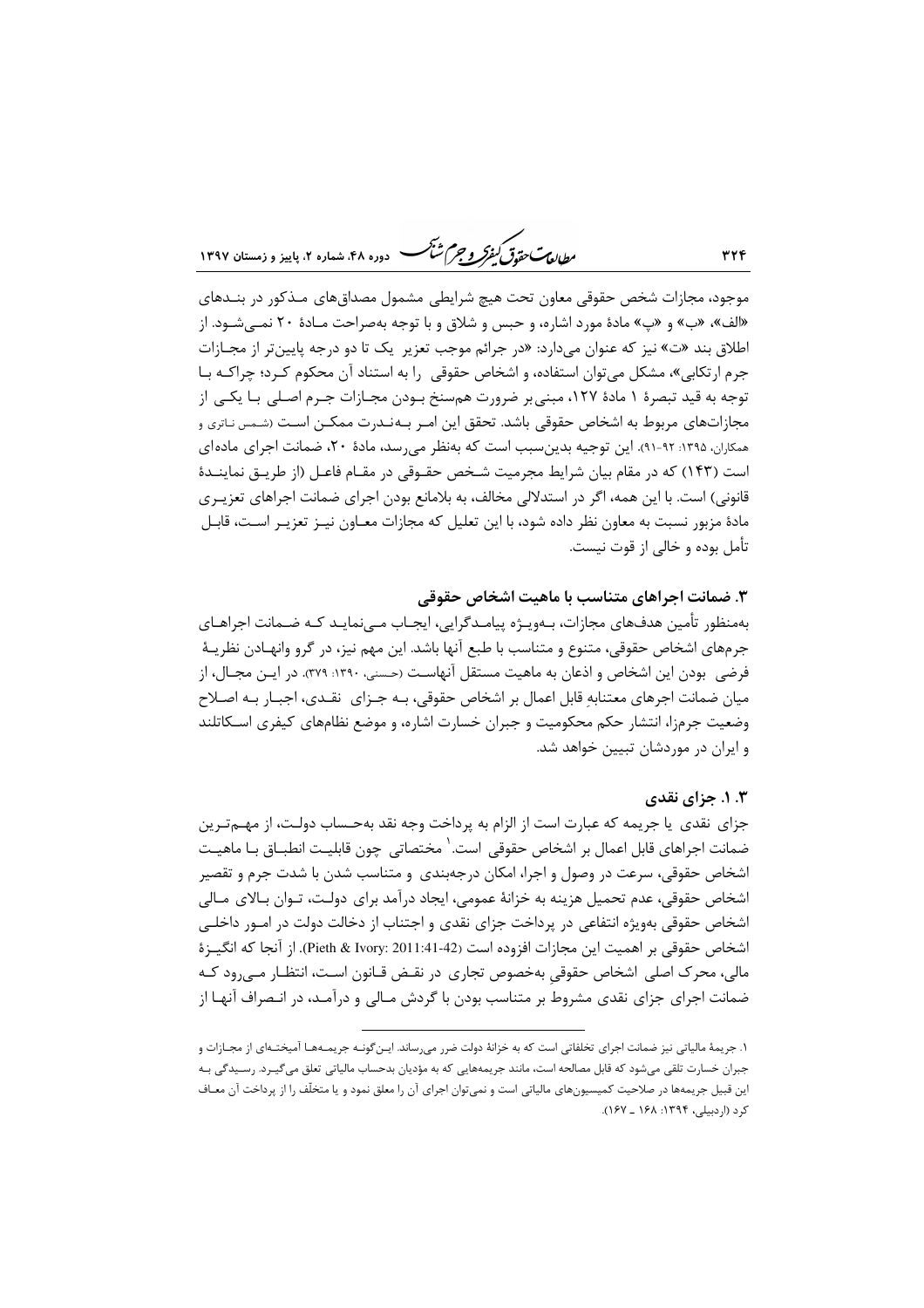موجود، مجازات شخص حقوقی معاون تحت هیچ شرایطی مشمول مصداق‌های مذکور در بندهای «الف»، «ب» و «پ» مادهٔ مورد اشاره، و حبس و شلاق و با توجه به‌صراحت مادهٔ ۲۰ نمی‌شود. از اطلاق بند «ت» نیز که عنوان می‌دارد: «در جرائم موجب تعزیر یک تا دو درجه پایین‌تر از مجازات جرم ارتکابی»، مشکل می‌توان استفاده، و اشخاص حقوقی را به استناد آن محکوم کرد؛ چراکه با توجه به قید تبصرهٔ ۱ مادهٔ ۱۲۷، مبنی‌بر ضرورت هم‌سنخ بودن مجازات جرم اصلی با یکی از مجازات‌های مربوط به اشخاص حقوقی باشد. تحقق این امر به‌ندرت ممکن است (شمس ناتری و همکاران، ۱۳۹۵: ۹۲-۹۱). این توجیه بدین‌سبب است که به‌نظر می‌رسد، مادهٔ ۲۰، ضمانت اجرای ماده‌ای است (۱۴۳) که در مقام بیان شرایط مجرمیت شخص حقوقی در مقام فاعل (از طریق نمایندهٔ قانونی) است. با این همه، اگر در استدلالی مخالف، به بلامانع بودن اجرای ضمانت اجرای تعزیری مادهٔ مزبور نسبت به معاون نظر داده شود، با این تعلیل که مجازات معاون نیز تعزیر است، قابل تأمل بوده و خالی از قوت نیست.

### ۳. ضمانت اجرای متناسب با ماهیت اشخاص حقوقی

به‌منظور تأمین هدف‌های مجازات، به‌ویژه پیامدگرایی، ایجاب می‌نماید که ضمانت اجراهای جرم‌های اشخاص حقوقی، متنوع و متناسب با طبع آنها باشد. این مهم نیز، در گرو وانهادن نظریهٔ فرضی بودن این اشخاص و اذعان به ماهیت مستقل آنهاست (حسنی، ۱۳۹۰: ۳۷۹). در این مجال، از میان ضمانت اجرهای معتنابهِ قابل اعمال بر اشخاص حقوقی، به جزای نقدی، اجبار به اصلاح وضعیت جرم‌زا، انتشار حکم محکومیت و جبران خسارت اشاره، و موضع نظام‌های کیفری اسکاتلند و ایران در موردشان تبیین خواهد شد.

#### ۱.۳. جزای نقدی

جزای نقدی یا جریمه که عبارت است از الزام به پرداخت وجه نقد به‌حساب دولت، از مهم‌ترین ضمانت اجراهای قابل اعمال بر اشخاص حقوقی است.[۱] مختصاتی چون قابلیت انطباق با ماهیت اشخاص حقوقی، سرعت در وصول و اجرا، امکان درجه‌بندی و متناسب شدن با شدت جرم و تقصیر اشخاص حقوقی، عدم تحمیل هزینه به خزانهٔ عمومی، ایجاد درآمد برای دولت، توان بالای مالی اشخاص حقوقی به‌ویژه انتفاعی در پرداخت جزای نقدی و اجتناب از دخالت دولت در امور داخلی اشخاص حقوقی بر اهمیت این مجازات افزوده است (Pieth & Ivory: 2011:41-42). از آنجا که انگیزهٔ مالی، محرک اصلی اشخاص حقوقیِ به‌خصوص تجاری در نقض قانون است، انتظار می‌رود که ضمانت اجرای جزای نقدی مشروط بر متناسب بودن با گردش مالی و درآمد، در انصراف آنها از

---

۱. جریمهٔ مالیاتی نیز ضمانت اجرای تخلفاتی است که به خزانهٔ دولت ضرر می‌رساند. این‌گونه جریمه‌ها آمیخته‌ای از مجازات و جبران خسارت تلقی می‌شود که قابل مصالحه است، مانند جریمه‌هایی که به مؤدیان به‌حساب مالیاتی تعلق می‌گیرد. رسیدگی به این قبیل جریمه‌ها در صلاحیت کمیسیون‌های مالیاتی است و نمی‌توان اجرای آن را معلق نمود و یا متخلّف را از پرداخت آن معاف کرد (اردبیلی، ۱۳۹۴: ۱۶۸ ـ ۱۶۷).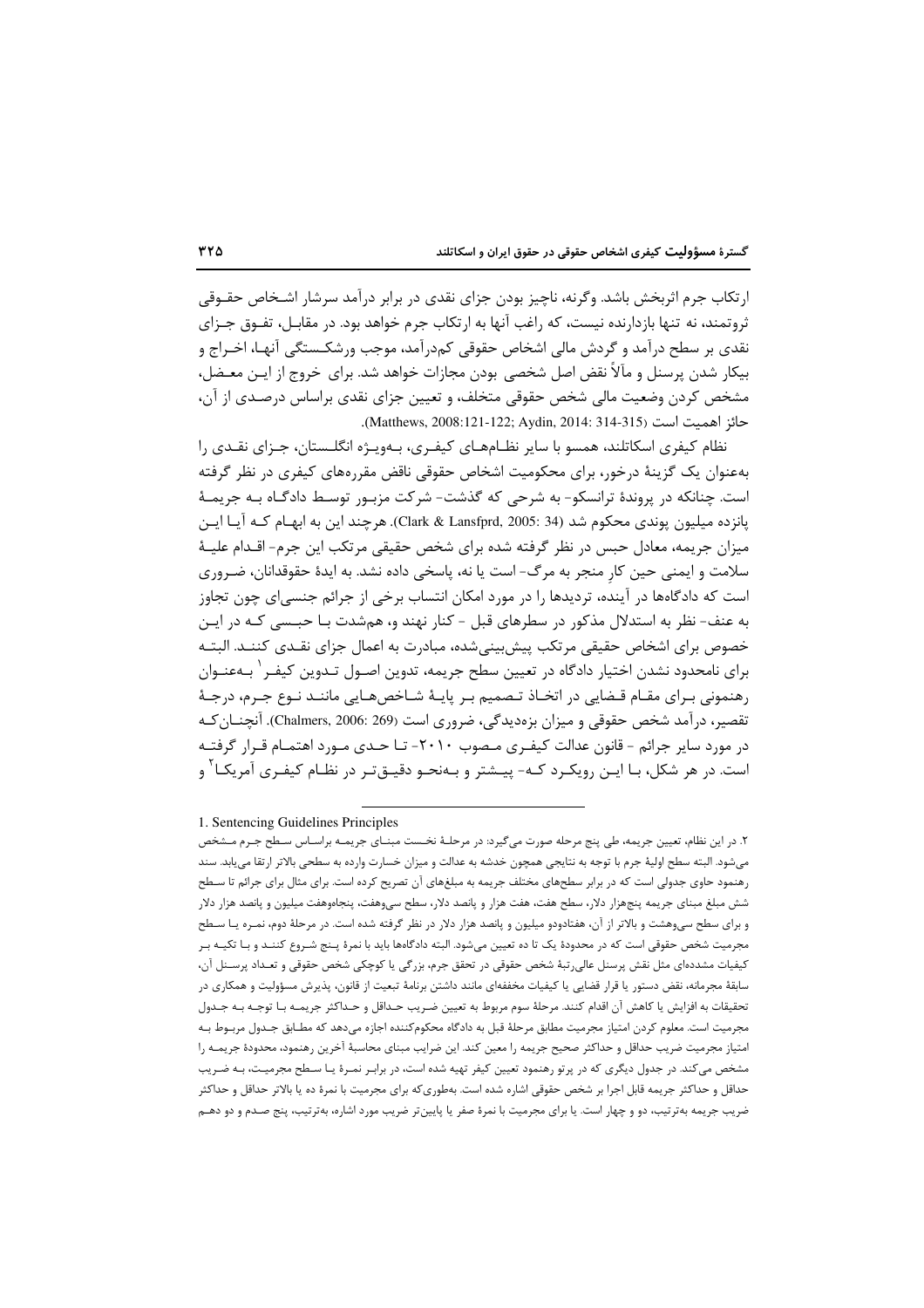ارتکاب جرم اثربخش باشد. وگرنه، ناچیز بودن جزای نقدی در برابر درآمد سرشار اشخاص حقوقی ثروتمند، نه تنها بازدارنده نیست، که راغب آنها به ارتکاب جرم خواهد بود. در مقابل، تفوق جزای نقدی بر سطح درآمد و گردش مالی اشخاص حقوقی کم‌درآمد، موجب ورشکستگی آنها، اخراج و بیکار شدن پرسنل و مآلاً نقض اصل شخصی بودن مجازات خواهد شد. برای خروج از این معضل، مشخص کردن وضعیت مالی شخص حقوقی متخلف، و تعیین جزای نقدی براساس درصدی از آن، حائز اهمیت است (Matthews, 2008:121-122; Aydin, 2014: 314-315).

نظام کیفری اسکاتلند، همسو با سایر نظام‌های کیفری، به‌ویژه انگلستان، جزای نقدی را به‌عنوان یک گزینهٔ درخور، برای محکومیت اشخاص حقوقی ناقض مقرره‌های کیفری در نظر گرفته است. چنانکه در پروندهٔ ترانسکو- به شرحی که گذشت- شرکت مزبور توسط دادگاه به جریمهٔ پانزده میلیون پوندی محکوم شد (Clark & Lansfprd, 2005: 34). هرچند این به ابهام که آیا این میزان جریمه، معادل حبس در نظر گرفته شده برای شخص حقیقی مرتکب این جرم- اقدام علیهٔ سلامت و ایمنی حین کارِ منجر به مرگ- است یا نه، پاسخی داده نشد. به ایدهٔ حقوقدانان، ضروری است که دادگاه‌ها در آینده، تردیدها را در مورد امکان انتساب برخی از جرائم جنسی‌ای چون تجاوز به عنف- نظر به استدلال مذکور در سطرهای قبل - کنار نهند و، هم‌شدت با حبسی که در این خصوص برای اشخاص حقیقی مرتکب پیش‌بینی‌شده، مبادرت به اعمال جزای نقدی کنند. البته برای نامحدود نشدن اختیار دادگاه در تعیین سطح جریمه، تدوین اصول تدوین کیفر[1] به‌عنوان رهنمونی برای مقام قضایی در اتخاذ تصمیم بر پایهٔ شاخص‌هایی مانند نوع جرم، درجهٔ تقصیر، درآمد شخص حقوقی و میزان بزه‌دیدگی، ضروری است (Chalmers, 2006: 269). آنچنان‌که در مورد سایر جرائم - قانون عدالت کیفری مصوب ۲۰۱۰- تا حدی مورد اهتمام قرار گرفته است. در هر شکل، با این رویکرد که- پیشتر و به‌نحو دقیق‌تر در نظام کیفری آمریکا[2] و

---

1. Sentencing Guidelines Principles

۲. در این نظام، تعیین جریمه، طی پنج مرحله صورت می‌گیرد: در مرحلهٔ نخست مبنای جریمه براساس سطح جرم مشخص می‌شود. البته سطح اولیهٔ جرم با توجه به نتایجی همچون خدشه به عدالت و میزان خسارت وارده به سطحی بالاتر ارتقا می‌یابد. سند رهنمود حاوی جدولی است که در برابر سطح‌های مختلف جریمه به مبلغ‌های آن تصریح کرده است. برای مثال برای جرائم تا سطح شش مبلغ مبنای جریمه پنج‌هزار دلار، سطح هفت، هفت هزار و پانصد دلار، سطح سی‌وهفت، پنجاه‌وهفت میلیون و پانصد هزار دلار و برای سطح سی‌وهشت و بالاتر از آن، هفتادودو میلیون و پانصد هزار دلار در نظر گرفته شده است. در مرحلهٔ دوم، نمره یا سطح مجرمیت شخص حقوقی است که در محدودهٔ یک تا ده تعیین می‌شود. البته دادگاه‌ها باید با نمرهٔ پنج شروع کنند و با تکیه بر کیفیات مشدده‌ای مثل نقش پرسنل عالی‌رتبهٔ شخص حقوقی در تحقق جرم، بزرگی یا کوچکی شخص حقوقی و تعداد پرسنل آن، سابقهٔ مجرمانه، نقض دستور یا قرار قضایی یا کیفیات مخففه‌ای مانند داشتن برنامهٔ تبعیت از قانون، پذیرش مسؤولیت و همکاری در تحقیقات به افزایش یا کاهش آن اقدام کنند. مرحلهٔ سوم مربوط به تعیین ضریب حداقل و حداکثر جریمه با توجه به جدول مجرمیت است. معلوم کردن امتیاز مجرمیت مطابق مرحلهٔ قبل به دادگاه محکوم‌کننده اجازه می‌دهد که مطابق جدول مربوط به امتیاز مجرمیت ضریب حداقل و حداکثر صحیح جریمه را معین کند. این ضرایب مبنای محاسبهٔ آخرین رهنمود، محدودهٔ جریمه را مشخص می‌کند. در جدول دیگری که در پرتو رهنمود تعیین کیفر تهیه شده است، در برابر نمرهٔ یا سطح مجرمیت، به ضریب حداقل و حداکثر جریمهٔ قابل اجرا بر شخص حقوقی اشاره شده است. به‌طوری‌که برای مجرمیت با نمرهٔ ده یا بالاتر حداقل و حداکثر ضریب جریمه به‌ترتیب، دو و چهار است. یا برای مجرمیت با نمرهٔ صفر یا پایین‌تر ضریب مورد اشاره، به‌ترتیب، پنج صدم و دو دهم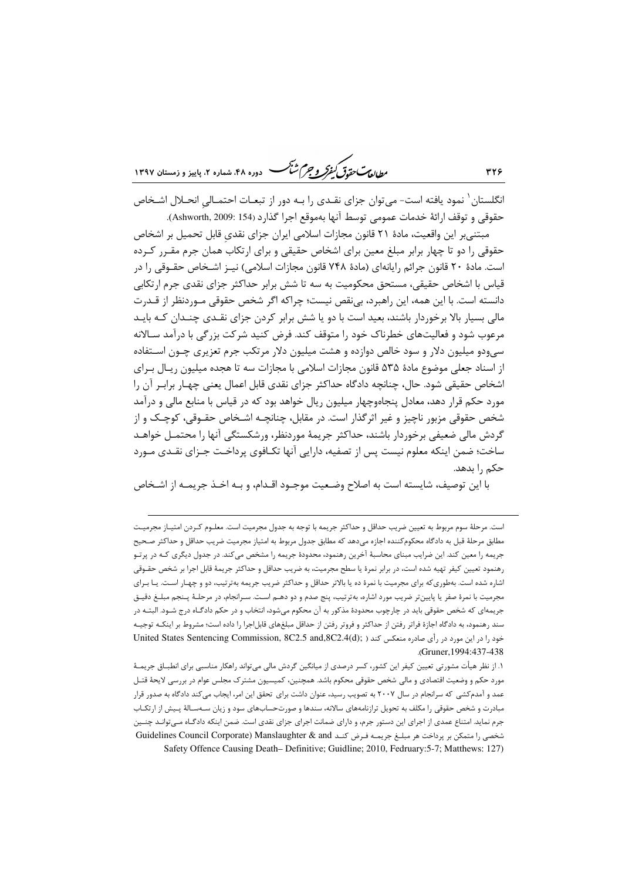انگلستان[1] نمود یافته است- می‌توان جزای نقدی را بـه دور از تبعـات احتمـالیِ انحـلال اشـخاص حقوقی و توقف ارائهٔ خدمات عمومی توسط آنها به‌موقع اجرا گذارد (Ashworth, 2009: 154).

مبتنی‌بر این واقعیت، مادهٔ ۲۱ قانون مجازات اسلامی ایران جزای نقدیِ قابل تحمیل بر اشخاص حقوقی را دو تا چهار برابر مبلغ معین برای اشخاص حقیقی و برای ارتکاب همان جرم مقـرر کـرده است. مادهٔ ۲۰ قانون جرائم رایانه‌ای (مادهٔ ۷۴۸ قانون مجازات اسلامی) نیـز اشـخاص حقـوقی را در قیاس با اشخاص حقیقی، مستحق محکومیت به سه تا شش برابر حداکثر جزای نقدی جرم ارتکابی دانسته است. با این همه، این راهبرد، بی‌نقص نیست؛ چراکه اگر شخص حقوقی مـوردنظر از قـدرت مالی بسیار بالا برخوردار باشند، بعید است با دو یا شش برابر کردن جزای نقـدی چنـدان کـه بایـد مرعوب شود و فعالیت‌های خطرناک خود را متوقف کند. فرض کنید شرکت بزرگی با درآمد سـالانه سی‌ودو میلیون دلار و سود خالص دوازده و هشت میلیون دلار مرتکب جرم تعزیری چـون اسـتفاده از اسناد جعلی موضوع مادهٔ ۵۳۵ قانون مجازات اسلامی با مجازات سه تا هجده میلیون ریـال بـرای اشخاص حقیقی شود. حال، چنانچه دادگاه حداکثر جزای نقدی قابل اعمال یعنی چهـار برابـر آن را مورد حکم قرار دهد، معادل پنجاه‌وچهار میلیون ریال خواهد بود که در قیاس با منابع مالی و درآمد شخص حقوقی مزبور ناچیز و غیر اثرگذار است. در مقابل، چنانچـه اشـخاص حقـوقی، کوچـک و از گردش مالی ضعیفی برخوردار باشند، حداکثر جریمهٔ موردنظر، ورشکستگی آنها را محتمـل خواهـد ساخت؛ ضمن اینکه معلوم نیست پس از تصفیه، دارایی آنها تکـافوی پرداخـت جـزای نقـدی مـورد حکم را بدهد.

با این توصیف، شایسته است به اصلاح وضـعیت موجـود اقـدام، و بـه اخـذ جریمـه از اشـخاص

---

است. مرحلهٔ سوم مربوط به تعیین ضریب حداقل و حداکثر جریمه با توجه به جدول مجرمیت است. معلـوم کـردن امتیـاز مجرمیـت مطابق مرحلهٔ قبل به دادگاه محکوم‌کننده اجازه می‌دهد که مطابق جدول مربوط به امتیاز مجرمیت ضریب حداقل و حداکثر صـحیح جریمه را معین کند. این ضرایب مبنای محاسبهٔ آخرین رهنمود، محدودهٔ جریمه را مشخص می‌کند. در جدول دیگری کـه در پرتـو رهنمود تعیین کیفر تهیه شده است، در برابر نمرهٔ یا سطح مجرمیت، به ضریب حداقل و حداکثر جریمهٔ قابل اجرا بر شخص حقـوقی اشاره شده است. به‌طوری‌که برای مجرمیت با نمرهٔ ده یا بالاتر حداقل و حداکثر ضریب جریمه به‌ترتیب، دو و چهـار اسـت. یـا بـرای مجرمیت با نمرهٔ صفر یا پایین‌تر ضریب مورد اشاره، به‌ترتیب، پنج صدم و دو دهـم اسـت. سـرانجام، در مرحلـهٔ پـنجم مبلـغ دقیـق جریمه‌ای که شخص حقوقی باید در چارچوب محدودهٔ مذکور به آن محکوم می‌شود، انتخاب و در حکم دادگـاه درج شـود. البتـه در سند رهنمود، به دادگاه اجازهٔ فراتر رفتن از حداکثر و فروتر رفتن از حداقل مبلغ‌های قابل‌اجرا را داده است؛ مشروط بر اینکـه توجیـه خود را در این مورد در رأی صادره منعکس کند ( United States Sentencing Commission, 8C2.5 and,8C2.4(d); Gruner,1994:437-438).

۱. از نظر هیأت مشورتی تعیین کیفر این کشور، کسر درصدی از میانگین گردش مالی می‌تواند راهکار مناسبی برای انطبـاق جریمـهٔ مورد حکم و وضعیت اقتصادی و مالی شخص حقوقی محکوم باشد. همچنین، کمیسیون مشترک مجلس عوام در بررسی لایحهٔ قتـل عمد و آدم‌کشی که سرانجام در سال ۲۰۰۷ به تصویب رسید، عنوان داشت برای تحقق این امر، ایجاب می‌کند دادگاه به صدور قرار مبادرت و شخص حقوقی را مکلف به تحویل ترازنامه‌های سالانه، سندها و صورت‌حساب‌های سود و زیان سـه‌سـالهٔ پـیش از ارتکـاب جرم نماید. امتناع عمدی از اجرای این دستور جرم، و دارای ضمانت اجرای جزای نقدی است. ضمن اینکه دادگـاه مـی‌توانـد چنـین شخصی را متمکن بر پرداخت هر مبلـغ جریمـه فـرض کنـد Guidelines Council Corporate) Manslaughter & and Safety Offence Causing Death– Definitive; Guidline; 2010, Fedruary:5-7; Matthews: 127)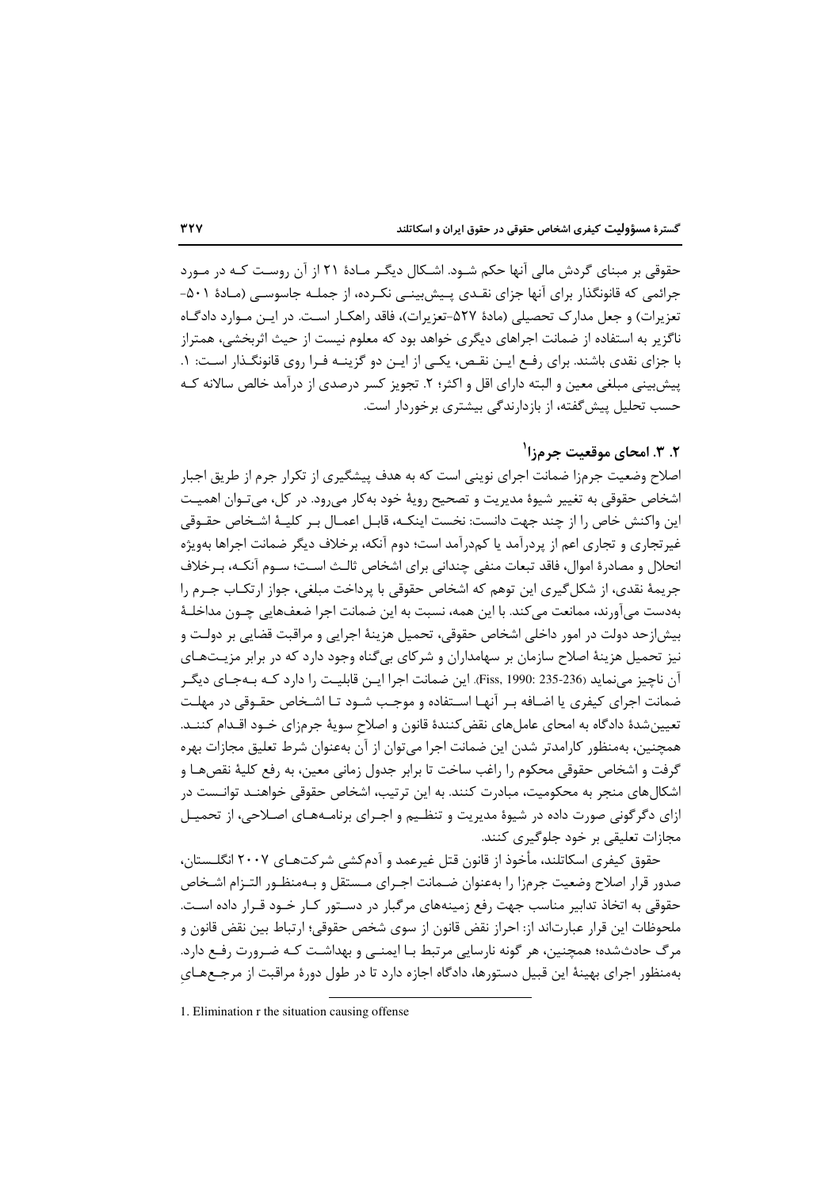حقوقی بر مبنای گردش مالی آنها حکم شود. اشکال دیگر مادهٔ ۲۱ از آن روست کـه در مـورد جرائمی که قانونگذار برای آنها جزای نقـدی پـیش‌بینـی نکـرده، از جملـه جاسوسـی (مادهٔ ۵۰۱-تعزیرات) و جعل مدارک تحصیلی (مادهٔ ۵۲۷-تعزیرات)، فاقد راهکـار اسـت. در ایـن مـوارد دادگـاه ناگزیر به استفاده از ضمانت اجراهای دیگری خواهد بود که معلوم نیست از حیث اثربخشی، همتراز با جزای نقدی باشند. برای رفـع ایـن نقـص، یکـی از ایـن دو گزینـه فـرا روی قانونگـذار اسـت: ۱. پیش‌بینی مبلغی معین و البته دارای اقل و اکثر؛ ۲. تجویز کسر درصدی از درآمد خالص سالانه کـه حسب تحلیل پیش‌گفته، از بازدارندگی بیشتری برخوردار است.

## ۲. ۳. امحای موقعیت جرمزا[1]

اصلاح وضعیت جرمزا ضمانت اجرای نوینی است که به هدف پیشگیری از تکرار جرم از طریق اجبار اشخاص حقوقی به تغییر شیوهٔ مدیریت و تصحیح رویهٔ خود به‌کار می‌رود. در کل، می‌تـوان اهمیـت این واکنش خاص را از چند جهت دانست: نخست اینکـه، قابـل اعمـال بـر کلیـهٔ اشـخاص حقـوقی غیرتجاری و تجاری اعم از پردرآمد یا کم‌درآمد است؛ دوم آنکه، برخلاف دیگر ضمانت اجراها به‌ویژه انحلال و مصادرهٔ اموال، فاقد تبعات منفی چندانی برای اشخاص ثالث اسـت؛ سـوم آنکـه، بـرخلاف جریمهٔ نقدی، از شکل‌گیری این توهم که اشخاص حقوقی با پرداخت مبلغی، جواز ارتکـاب جـرم را به‌دست می‌آورند، ممانعت می‌کند. با این همه، نسبت به این ضمانت اجرا ضعف‌هایی چـون مداخلـهٔ بیش‌ازحد دولت در امور داخلی اشخاص حقوقی، تحمیل هزینهٔ اجرایی و مراقبت قضایی بر دولـت و نیز تحمیل هزینهٔ اصلاح سازمان بر سهامداران و شرکای بی‌گناه وجود دارد که در برابر مزیـت‌هـای آن ناچیز می‌نماید (Fiss, 1990: 235-236). این ضمانت اجرا ایـن قابلیـت را دارد کـه بـه‌جـای دیگـر ضمانت اجرای کیفری یا اضـافه بـر آنهـا اسـتفاده و موجـب شـود تـا اشـخاص حقـوقی در مهلـت تعیین‌شدهٔ دادگاه به امحای عامل‌های نقض‌کنندهٔ قانون و اصلاحِ سویهٔ جرمزای خـود اقـدام کننـد. همچنین، به‌منظور کارامدتر شدن این ضمانت اجرا می‌توان از آن به‌عنوان شرط تعلیق مجازات بهره گرفت و اشخاص حقوقی محکوم را راغب ساخت تا برابر جدول زمانی معین، به رفع کلیهٔ نقص‌هـا و اشکال‌های منجر به محکومیت، مبادرت کنند. به این ترتیب، اشخاص حقوقی خواهنـد توانسـت در ازای دگرگونی صورت داده در شیوهٔ مدیریت و تنظـیم و اجـرای برنامـه‌هـای اصـلاحی، از تحمیـل مجازات تعلیقی بر خود جلوگیری کنند.

حقوق کیفری اسکاتلند، مأخوذ از قانون قتل غیرعمد و آدم‌کشی شرکت‌هـای ۲۰۰۷ انگلسـتان، صدور قرار اصلاح وضعیت جرمزا را به‌عنوان ضـمانت اجـرای مسـتقل و بـه‌منظـور التـزام اشـخاص حقوقی به اتخاذ تدابیر مناسب جهت رفع زمینه‌های مرگبار در دسـتور کـار خـود قـرار داده اسـت. ملحوظات این قرار عبارت‌اند از: احراز نقض قانون از سوی شخص حقوقی؛ ارتباط بین نقض قانون و مرگ حادث‌شده؛ همچنین، هر گونه نارسایی مرتبط بـا ایمنـی و بهداشـت کـه ضـرورت رفـع دارد. به‌منظور اجرای بهینهٔ این قبیل دستورها، دادگاه اجازه دارد تا در طول دورهٔ مراقبت از مرجـع‌هـایِ

---

1. Elimination r the situation causing offense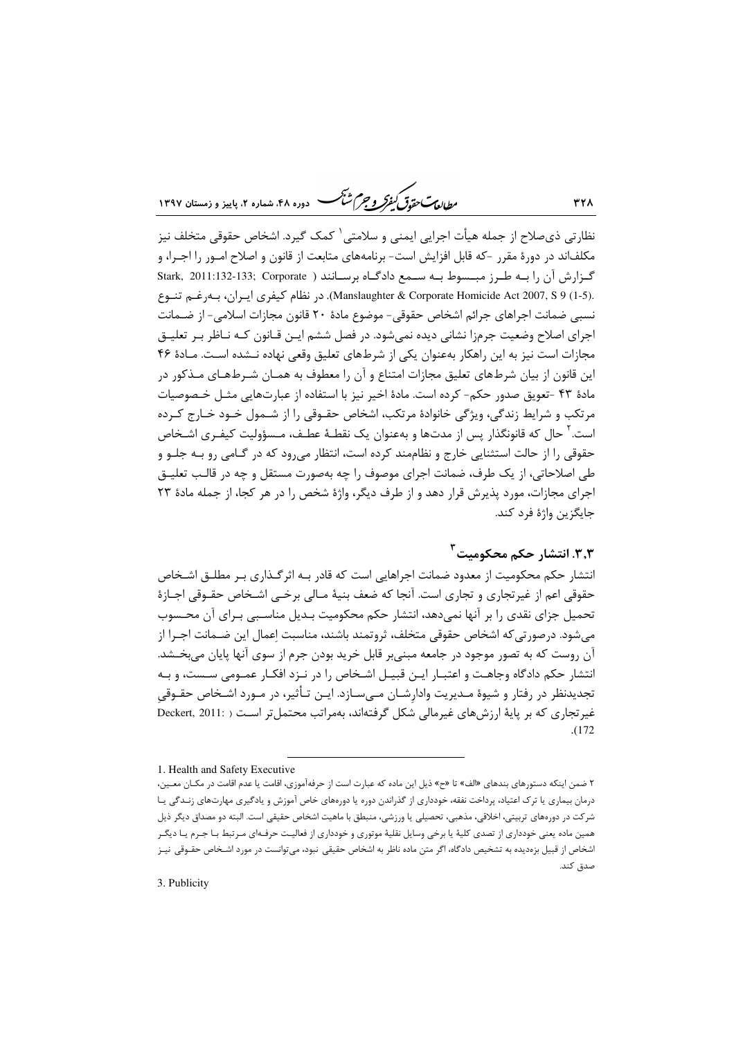نظارتی ذی‌صلاح از جمله هیأت اجرایی ایمنی و سلامتی[1] کمک گیرد. اشخاص حقوقی متخلف نیز مکلف‌اند در دورهٔ مقرر -که قابل افزایش است- برنامه‌های متابعت از قانون و اصلاح امور را اجـرا، و گـزارش آن را بـه طـرز مبـسوط بـه سـمع دادگـاه برسـانند ( Stark, 2011:132-133; Corporate Manslaughter & Corporate Homicide Act 2007, S 9 (1-5).). در نظام کیفری ایـران، بـه‌رغـم تنـوع نسبی ضمانت اجراهای جرائم اشخاص حقوقی- موضوع مادهٔ ۲۰ قانون مجازات اسلامی- از ضـمانت اجرای اصلاح وضعیت جرم‌زا نشانی دیده نمی‌شود. در فصل ششم ایـن قـانون کـه نـاظر بـر تعلیـق مجازات است نیز به این راهکار به‌عنوان یکی از شرط‌های تعلیق وقعی نهاده نـشده اسـت. مـادهٔ ۴۶ این قانون از بیان شرط‌های تعلیق مجازات امتناع و آن را معطوف به همـان شـرط‌هـای مـذکور در مادهٔ ۴۳ -تعویق صدور حکم- کرده است. مادهٔ اخیر نیز با استفاده از عبارت‌هایی مثـل خـصوصیات مرتکب و شرایط زندگی، ویژگی خانوادهٔ مرتکب، اشخاص حقـوقی را از شـمول خـود خـارج کـرده است.[2] حال که قانونگذار پس از مدت‌ها و به‌عنوان یک نقطـهٔ عطـف، مـسؤولیت کیفـری اشـخاص حقوقی را از حالت استثنایی خارج و نظام‌مند کرده است، انتظار می‌رود که در گـامی رو بـه جلـو و طی اصلاحاتی، از یک طرف، ضمانت اجرای موصوف را چه به‌صورت مستقل و چه در قالـب تعلیـق اجرای مجازات، مورد پذیرش قرار دهد و از طرف دیگر، واژهٔ شخص را در هر کجا، از جمله مادهٔ ۲۳ جایگزین واژهٔ فرد کند.

## ۳،۳. انتشار حکم محکومیت[3]

انتشار حکم محکومیت از معدود ضمانت اجراهایی است که قادر بـه اثرگـذاری بـر مطلـق اشـخاص حقوقی اعم از غیرتجاری و تجاری است. آنجا که ضعف بنیهٔ مـالی برخـی اشـخاص حقـوقی اجـازهٔ تحمیل جزای نقدی را بر آنها نمی‌دهد، انتشار حکم محکومیت بـدیل مناسـبی بـرای آن محـسوب می‌شود. درصورتی‌که اشخاص حقوقی متخلف، ثروتمند باشند، مناسبت اِعمال این ضـمانت اجـرا از آن روست که به تصور موجود در جامعه مبنی‌بر قابل خرید بودن جرم از سوی آنها پایان می‌بخـشد. انتشار حکم دادگاه وجاهـت و اعتبـار ایـن قبیـل اشـخاص را در نـزد افکـار عمـومی سـست، و بـه تجدیدنظر در رفتار و شیوهٔ مـدیریت وادارِشـان مـی‌سـازد. ایـن تـأثیر، در مـورد اشـخاص حقـوقیِ غیرتجاری که بر پایهٔ ارزش‌های غیرمالی شکل گرفته‌اند، به‌مراتب محتمل‌تر اسـت ( Deckert, 2011: 172).

---

1. Health and Safety Executive

۲ ضمن اینکه دستورهای بندهای «الف» تا «ح» ذیل این ماده که عبارت است از حرفه‌آموزی، اقامت یا عدم اقامت در مکـان معـین، درمان بیماری یا ترک اعتیاد، پرداخت نفقه، خودداری از گذراندن دوره یا دوره‌های خاص آموزش و یادگیری مهارت‌های زنـدگی یـا شرکت در دوره‌های تربیتی، اخلاقی، مذهبی، تحصیلی یا ورزشی، منطبق با ماهیت اشخاص حقیقی است. البته دو مصداق دیگر ذیل همین ماده یعنی خودداری از تصدی کلیهٔ یا برخی وسایل نقلیهٔ موتوری و خودداری از فعالیـت حرفـه‌ای مـرتبط بـا جـرم یـا دیگـر اشخاص از قبیل بزه‌دیده به تشخیص دادگاه، اگر متن ماده ناظر به اشخاص حقیقی نبود، می‌توانست در مورد اشـخاص حقـوقی نیـز صدق کند.

3. Publicity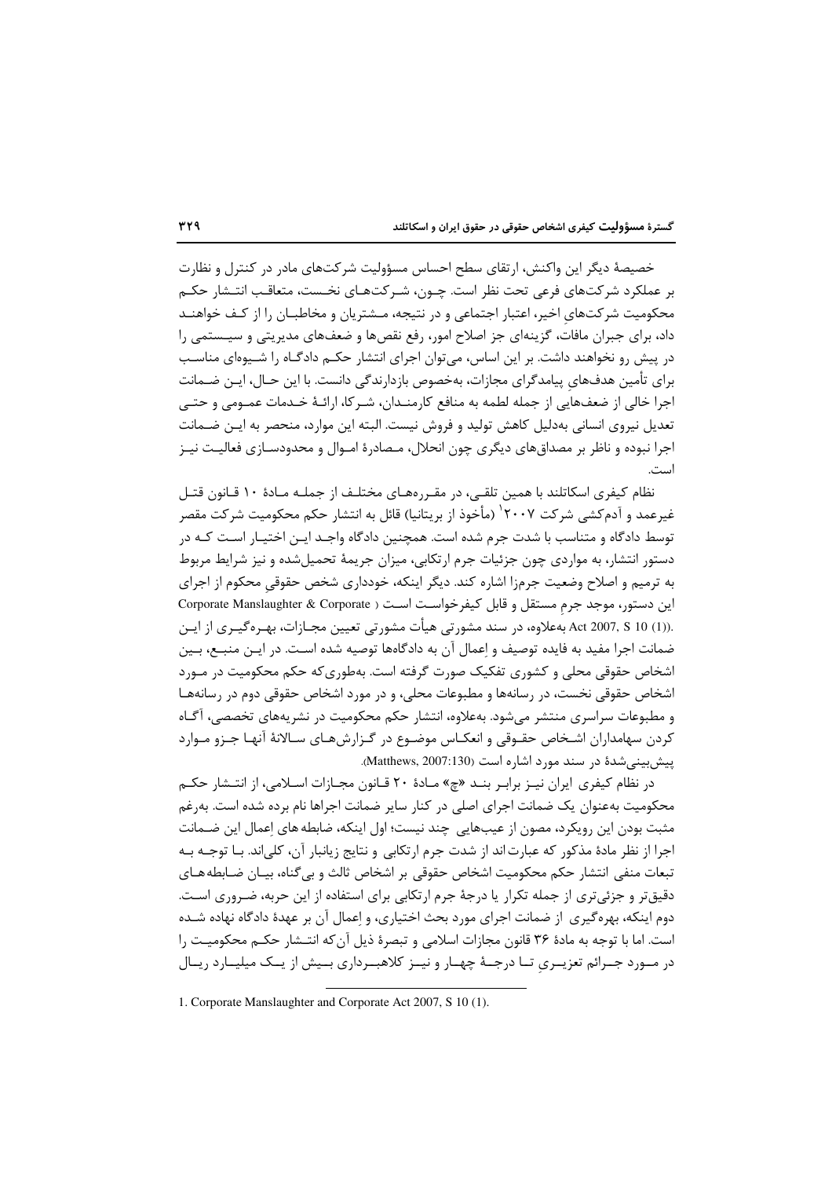خصیصهٔ دیگر این واکنش، ارتقای سطح احساس مسؤولیت شرکت‌های مادر در کنترل و نظارت بر عملکرد شرکت‌های فرعی تحت نظر است. چون، شرکت‌های نخست، متعاقب انتشار حکم محکومیت شرکت‌های اخیر، اعتبار اجتماعی و در نتیجه، مشتریان و مخاطبان را از کف خواهند داد، برای جبران مافات، گزینه‌ای جز اصلاح امور، رفع نقص‌ها و ضعف‌های مدیریتی و سیستمی را در پیش رو نخواهند داشت. بر این اساس، می‌توان اجرای انتشار حکم دادگاه را شیوه‌ای مناسب برای تأمین هدف‌های پیامدگرای مجازات، به‌خصوص بازدارندگی دانست. با این حال، این ضمانت اجرا خالی از ضعف‌هایی از جمله لطمه به منافع کارمندان، شرکا، ارائهٔ خدمات عمومی و حتی تعدیل نیروی انسانی به‌دلیل کاهش تولید و فروش نیست. البته این موارد، منحصر به این ضمانت اجرا نبوده و ناظر بر مصداق‌های دیگری چون انحلال، مصادرهٔ اموال و محدودسازی فعالیت نیز است.

نظام کیفری اسکاتلند با همین تلقی، در مقرره‌های مختلف از جمله مادهٔ ۱۰ قانون قتل غیرعمد و آدم‌کشی شرکت ۲۰۰۷[1] (مأخوذ از بریتانیا) قائل به انتشار حکم محکومیت شرکت مقصر توسط دادگاه و متناسب با شدت جرم شده است. همچنین دادگاه واجد این اختیار است که در دستور انتشار، به مواردی چون جزئیات جرم ارتکابی، میزان جریمهٔ تحمیل‌شده و نیز شرایط مربوط به ترمیم و اصلاح وضعیت جرم‌زا اشاره کند. دیگر اینکه، خودداری شخص حقوقیِ محکوم از اجرای این دستور، موجد جرمِ مستقل و قابل کیفرخواست است (Corporate Manslaughter & Corporate Act 2007, S 10 (1)). به‌علاوه، در سند مشورتی هیأت مشورتی تعیین مجازات، بهره‌گیری از این ضمانت اجرا مفید به فایده توصیف و اِعمال آن به دادگاه‌ها توصیه شده است. در این منبع، بین اشخاص حقوقی محلی و کشوری تفکیک صورت گرفته است. به‌طوری‌که حکم محکومیت در مورد اشخاص حقوقی نخست، در رسانه‌ها و مطبوعات محلی، و در مورد اشخاص حقوقی دوم در رسانه‌ها و مطبوعات سراسری منتشر می‌شود. به‌علاوه، انتشار حکم محکومیت در نشریه‌های تخصصی، آگاه کردن سهامداران اشخاص حقوقی و انعکاس موضوع در گزارش‌های سالانهٔ آنها جزو موارد پیش‌بینی‌شدهٔ در سند مورد اشاره است (Matthews, 2007:130).

در نظام کیفری ایران نیز برابر بند «چ» مادهٔ ۲۰ قانون مجازات اسلامی، از انتشار حکم محکومیت به‌عنوان یک ضمانت اجرای اصلی در کنار سایر ضمانت اجراها نام برده شده است. به‌رغم مثبت بودن این رویکرد، مصون از عیب‌هایی چند نیست؛ اول اینکه، ضابطه‌های اِعمال این ضمانت اجرا از نظر مادهٔ مذکور که عبارت‌اند از شدت جرم ارتکابی و نتایج زیانبار آن، کلی‌اند. با توجه به تبعات منفی انتشار حکم محکومیت اشخاص حقوقی بر اشخاص ثالث و بی‌گناه، بیان ضابطه‌های دقیق‌تر و جزئی‌تری از جمله تکرار یا درجهٔ جرم ارتکابی برای استفاده از این حربه، ضروری است. دوم اینکه، بهره‌گیری از ضمانت اجرای مورد بحث اختیاری، و اِعمال آن بر عهدهٔ دادگاه نهاده شده است. اما با توجه به مادهٔ ۳۶ قانون مجازات اسلامی و تبصرهٔ ذیل آن‌که انتشار حکم محکومیت را در مورد جرائم تعزیریِ تا درجهٔ چهار و نیز کلاهبرداری بیش از یک میلیارد ریال

---

1. Corporate Manslaughter and Corporate Act 2007, S 10 (1).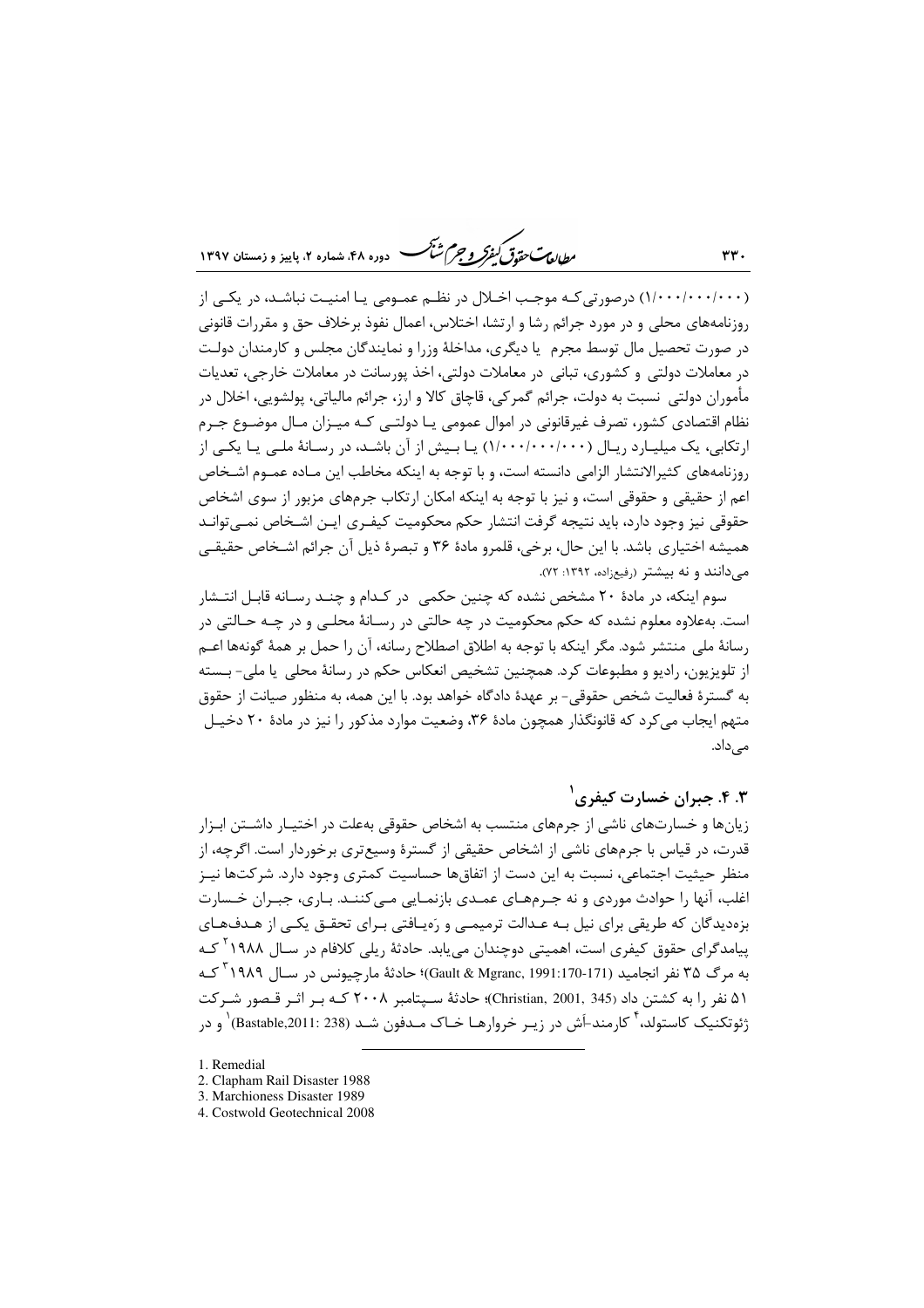(۱/۰۰۰/۰۰۰/۰۰۰) درصورتی‌که موجب اخـلال در نظـم عمـومی یـا امنیـت نباشـد، در یکـی از روزنامه‌های محلی و در مورد جرائم رشا و ارتشا، اختلاس، اعمال نفوذ برخلاف حق و مقررات قانونی در صورت تحصیل مال توسط مجرم یا دیگری، مداخلهٔ وزرا و نمایندگان مجلس و کارمندان دولـت در معاملات دولتی و کشوری، تبانی در معاملات دولتی، اخذ پورسانت در معاملات خارجی، تعدیات مأموران دولتی نسبت به دولت، جرائم گمرکی، قاچاق کالا و ارز، جرائم مالیاتی، پولشویی، اخلال در نظام اقتصادی کشور، تصرف غیرقانونی در اموال عمومی یـا دولتـی کـه میـزان مـال موضـوع جـرم ارتکابی، یک میلیـارد ریـال (۱/۰۰۰/۰۰۰/۰۰۰) یـا بـیش از آن باشـد، در رسـانهٔ ملـی یـا یکـی از روزنامه‌های کثیرالانتشار الزامی دانسته است، و با توجه به اینکه مخاطب این مـاده عمـوم اشـخاص اعم از حقیقی و حقوقی است، و نیز با توجه به اینکه امکان ارتکاب جرم‌های مزبور از سوی اشخاص حقوقی نیز وجود دارد، باید نتیجه گرفت انتشار حکم محکومیت کیفـری ایـن اشـخاص نمـی‌توانـد همیشه اختیاری باشد. با این حال، برخی، قلمرو مادهٔ ۳۶ و تبصرهٔ ذیل آن جرائم اشـخاص حقیقـی می‌دانند و نه بیشتر (رفیع‌زاده، ۱۳۹۲: ۷۲).

سوم اینکه، در مادهٔ ۲۰ مشخص نشده که چنین حکمی در کـدام و چنـد رسـانه قابـل انتـشار است. به‌علاوه معلوم نشده که حکم محکومیت در چه حالتی در رسـانهٔ محلـی و در چـه حـالتی در رسانهٔ ملی منتشر شود. مگر اینکه با توجه به اطلاق اصطلاح رسانه، آن را حمل بر همهٔ گونه‌ها اعـم از تلویزیون، رادیو و مطبوعات کرد. همچنین تشخیص انعکاس حکم در رسانهٔ محلی یا ملی- بـسته به گسترهٔ فعالیت شخص حقوقی- بر عهدهٔ دادگاه خواهد بود. با این همه، به منظور صیانت از حقوق متهم ایجاب می‌کرد که قانونگذار همچون مادهٔ ۳۶، وضعیت موارد مذکور را نیز در مادهٔ ۲۰ دخیـل می‌داد.

### ۳. ۴. جبران خسارت کیفری[1]

زیان‌ها و خسارت‌های ناشی از جرم‌های منتسب به اشخاص حقوقی به‌علت در اختیـار داشـتن ابـزار قدرت، در قیاس با جرم‌های ناشی از اشخاص حقیقی از گسترهٔ وسیع‌تری برخوردار است. اگرچه، از منظر حیثیت اجتماعی، نسبت به این دست از اتفاق‌ها حساسیت کمتری وجود دارد. شرکت‌ها نیـز اغلب، آنها را حوادث موردی و نه جـرم‌هـای عمـدی بازنمـایی مـی‌کننـد. بـاری، جبـران خـسارت بزه‌دیدگان که طریقی برای نیل بـه عـدالت ترمیمـی و رَه‌یـافتی بـرای تحقـق یکـی از هـدف‌هـای پیامدگرای حقوق کیفری است، اهمیتی دوچندان می‌یابد. حادثهٔ ریلی کلافام در سـال ۱۹۸۸[2] کـه به مرگ ۳۵ نفر انجامید (Gault & Mgranc, 1991:170-171)؛ حادثهٔ مارچیونس در سـال ۱۹۸۹[3] کـه ۵۱ نفر را به کشتن داد (Christian, 2001, 345)؛ حادثهٔ سـپتامبر ۲۰۰۸ کـه بـر اثـر قـصور شـرکت ژئوتکنیک کاستولد،[4] کارمند-اَش در زیـر خروارهـا خـاک مـدفون شـد (Bastable,2011: 238)[1] و در

---

1. Remedial
2. Clapham Rail Disaster 1988
3. Marchioness Disaster 1989
4. Costwold Geotechnical 2008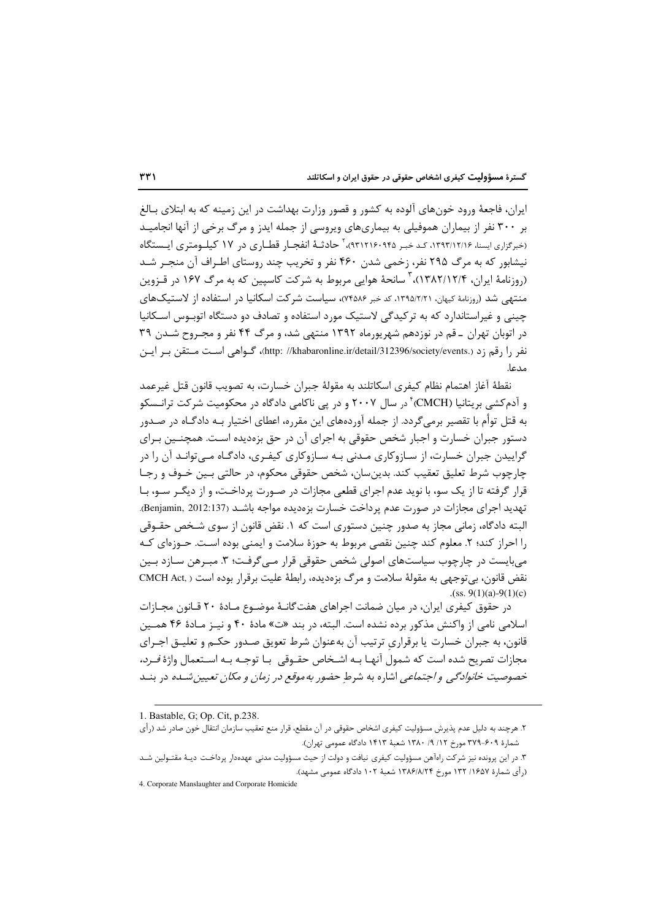ایران، فاجعهٔ ورود خون‌های آلوده به کشور و قصور وزارت بهداشت در این زمینه که به ابتلای بالغ بر ۳۰۰ نفر از بیماران هموفیلی به بیماری‌های ویروسی از جمله ایدز و مرگ برخی از آنها انجامید (خبرگزاری ایسنا، ۱۳۹۳/۱۲/۱۶، کد خبر ۹۳۱۲۱۶۰۹۴۵)،[2] حادثهٔ انفجار قطاری در ۱۷ کیلومتری ایستگاه نیشابور که به مرگ ۲۹۵ نفر، زخمی شدن ۴۶۰ نفر و تخریب چند روستای اطراف آن منجر شد (روزنامهٔ ایران، ۱۳۸۲/۱۲/۴)،[3] سانحهٔ هوایی مربوط به شرکت کاسپین که به مرگ ۱۶۷ در قزوین منتهی شد (روزنامهٔ کیهان، ۱۳۹۵/۲/۲۱، کد خبر ۷۴۵۸۶)، سیاست شرکت اسکانیا در استفاده از لاستیک‌های چینی و غیراستاندارد که به ترکیدگی لاستیک مورد استفاده و تصادف دو دستگاه اتوبوس اسکانیا در اتوبان تهران ـ قم در نوزدهم شهریورماه ۱۳۹۲ منتهی شد، و مرگ ۴۴ نفر و مجروح شدن ۳۹ نفر را رقم زد (http: //khabaronline.ir/detail/312396/society/events.)، گواهی است متقن بر این مدعا.

نقطهٔ آغاز اهتمام نظام کیفری اسکاتلند به مقولهٔ جبران خسارت، به تصویب قانون قتل غیرعمد و آدم‌کشی بریتانیا (CMCH)[4] در سال ۲۰۰۷ و در پی ناکامی دادگاه در محکومیت شرکت ترانسکو به قتل توأم با تقصیر برمی‌گردد. از جمله آورده‌های این مقرره، اعطای اختیار به دادگاه در صدور دستور جبران خسارت و اجبار شخص حقوقی به اجرای آن در حق بزه‌دیده است. همچنین برای گراییدن جبران خسارت، از سازوکاری مدنی به سازوکاری کیفری، دادگاه می‌تواند آن را در چارچوب شرط تعلیق تعقیب کند. بدین‌سان، شخص حقوقی محکوم، در حالتی بین خوف و رجا قرار گرفته تا از یک سو، با نوید عدم اجرای قطعی مجازات در صورت پرداخت، و از دیگر سو، با تهدید اجرای مجازات در صورت عدم پرداخت خسارت بزه‌دیده مواجه باشد (Benjamin, 2012:137). البته دادگاه، زمانی مجاز به صدور چنین دستوری است که ۱. نقض قانون از سوی شخص حقوقی را احراز کند؛ ۲. معلوم کند چنین نقضی مربوط به حوزهٔ سلامت و ایمنی بوده است. حوزه‌ای که می‌بایست در چارچوب سیاست‌های اصولی شخص حقوقی قرار می‌گرفت؛ ۳. مبرهن سازد بین نقض قانون، بی‌توجهی به مقولهٔ سلامت و مرگ بزه‌دیده، رابطهٔ علیت برقرار بوده است ( ,CMCH Act .(ss. 9(1)(a)-9(1)(c)

در حقوق کیفری ایران، در میان ضمانت اجراهای هفت‌گانهٔ موضوع مادهٔ ۲۰ قانون مجازات اسلامی نامی از واکنش مذکور برده نشده است. البته، در بند «ت» مادهٔ ۴۰ و نیز مادهٔ ۴۶ همین قانون، به جبران خسارت یا برقراری ترتیب آن به‌عنوان شرط تعویق صدور حکم و تعلیق اجرای مجازات تصریح شده است که شمول آنها به اشخاص حقوقی با توجه به استعمال واژهٔ *فرد*، *خصوصیت خانوادگی و اجتماعی* اشاره به *شرطِ حضور به‌موقع در زمان و مکان تعیین‌شده* در بند

---

1. Bastable, G; Op. Cit, p.238.

۲. هرچند به دلیل عدم پذیرش مسؤولیت کیفری اشخاص حقوقی در آن مقطع، قرار منع تعقیب سازمان انتقال خون صادر شد (رأی شمارهٔ ۶۰۹-۳۷۹ مورخ ۱۲/ ۹/ ۱۳۸۰ شعبهٔ ۱۴۱۳ دادگاه عمومی تهران).

۳. در این پرونده نیز شرکت راه‌آهن مسؤولیت کیفری نیافت و دولت از حیث مسؤولیت مدنی عهده‌دار پرداخت دیهٔ مقتولین شد (رأی شمارهٔ ۱۶۵۷/ ۱۳۲ مورخ ۱۳۸۶/۸/۲۴ شعبهٔ ۱۰۲ دادگاه عمومی مشهد).

4. Corporate Manslaughter and Corporate Homicide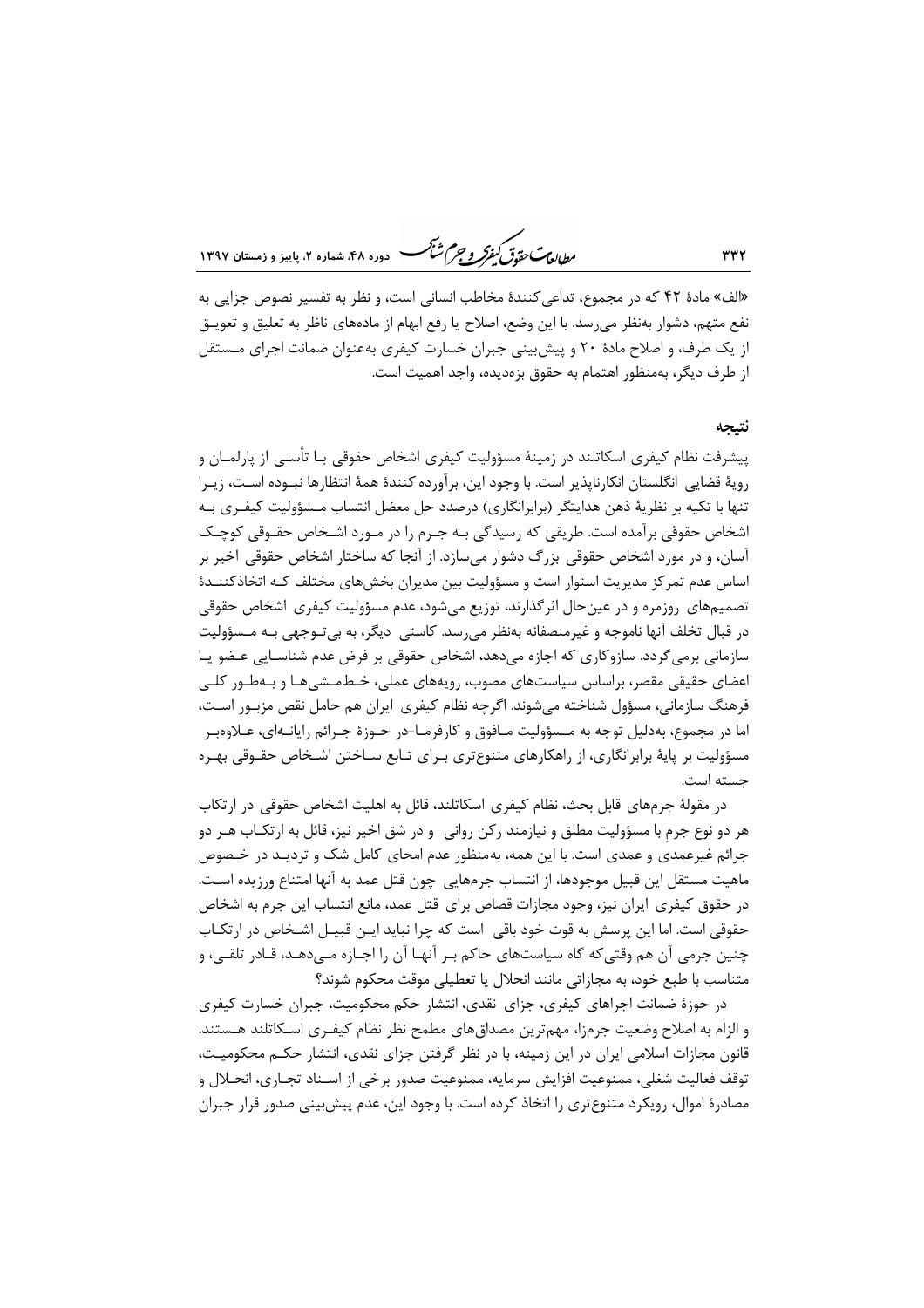«الف» مادۀ ۴۲ که در مجموع، تداعی‌کنندۀ مخاطب انسانی است، و نظر به تفسیر نصوص جزایی به نفع متهم، دشوار به‌نظر می‌رسد. با این وضع، اصلاح یا رفع ابهام از ماده‌های ناظر به تعلیق و تعویق از یک طرف، و اصلاح مادۀ ۲۰ و پیش‌بینی جبران خسارت کیفری به‌عنوان ضمانت اجرای مستقل از طرف دیگر، به‌منظور اهتمام به حقوق بزه‌دیده، واجد اهمیت است.

## نتیجه

پیشرفت نظام کیفری اسکاتلند در زمینۀ مسؤولیت کیفری اشخاص حقوقی با تأسی از پارلمان و رویۀ قضایی انگلستان انکارناپذیر است. با وجود این، برآورده کنندۀ همۀ انتظارها نبوده است، زیرا تنها با تکیه بر نظریۀ ذهن هدایتگر (برابرانگاری) درصدد حل معضل انتساب مسؤولیت کیفری به اشخاص حقوقی برآمده است. طریقی که رسیدگی به جرم را در مورد اشخاص حقوقی کوچک آسان، و در مورد اشخاص حقوقی بزرگ دشوار می‌سازد. از آنجا که ساختار اشخاص حقوقی اخیر بر اساس عدم تمرکز مدیریت استوار است و مسؤولیت بین مدیران بخش‌های مختلف که اتخاذکنندۀ تصمیم‌های روزمره و در عین‌حال اثرگذارند، توزیع می‌شود، عدم مسؤولیت کیفری اشخاص حقوقی در قبال تخلف آنها ناموجه و غیرمنصفانه به‌نظر می‌رسد. کاستی دیگر، به بی‌توجهی به مسؤولیت سازمانی برمی‌گردد. سازوکاری که اجازه می‌دهد، اشخاص حقوقی بر فرض عدم شناسایی عضو یا اعضای حقیقی مقصر، براساس سیاست‌های مصوب، رویه‌های عملی، خط‌مشی‌ها و به‌طور کلی فرهنگ سازمانی، مسؤول شناخته می‌شوند. اگرچه نظام کیفری ایران هم حامل نقص مزبور است، اما در مجموع، به‌دلیل توجه به مسؤولیت مافوق و کارفرما–در حوزۀ جرائم رایانه‌ای، علاوه‌بر مسؤولیت بر پایۀ برابرانگاری، از راهکارهای متنوع‌تری برای تابع ساختن اشخاص حقوقی بهره جسته است.

در مقولۀ جرم‌های قابل بحث، نظام کیفری اسکاتلند، قائل به اهلیت اشخاص حقوقی در ارتکاب هر دو نوع جرمِ با مسؤولیت مطلق و نیازمند رکن روانی و در شق اخیر نیز، قائل به ارتکاب هر دو جرائم غیرعمدی و عمدی است. با این همه، به‌منظور عدم امحای کامل شک و تردید در خصوص ماهیت مستقل این قبیل موجودها، از انتساب جرم‌هایی چون قتل عمد به آنها امتناع ورزیده است. در حقوق کیفری ایران نیز، وجود مجازات قصاص برای قتل عمد، مانع انتساب این جرم به اشخاص حقوقی است. اما این پرسش به قوت خود باقی است که چرا نباید این قبیل اشخاص در ارتکاب چنین جرمی آن هم وقتی که گاه سیاست‌های حاکم بر آنها آن را اجازه می‌دهد، قادر تلقی، و متناسب با طبع خود، به مجازاتی مانند انحلال یا تعطیلی موقت محکوم شوند؟

در حوزۀ ضمانت اجراهای کیفری، جزای نقدی، انتشار حکم محکومیت، جبران خسارت کیفری و الزام به اصلاح وضعیت جرم‌زا، مهم‌ترین مصداق‌های مطمح نظر نظام کیفری اسکاتلند هستند. قانون مجازات اسلامی ایران در این زمینه، با در نظر گرفتن جزای نقدی، انتشار حکم محکومیت، توقف فعالیت شغلی، ممنوعیت افزایش سرمایه، ممنوعیت صدور برخی از اسناد تجاری، انحلال و مصادرۀ اموال، رویکرد متنوع‌تری را اتخاذ کرده است. با وجود این، عدم پیش‌بینی صدور قرار جبران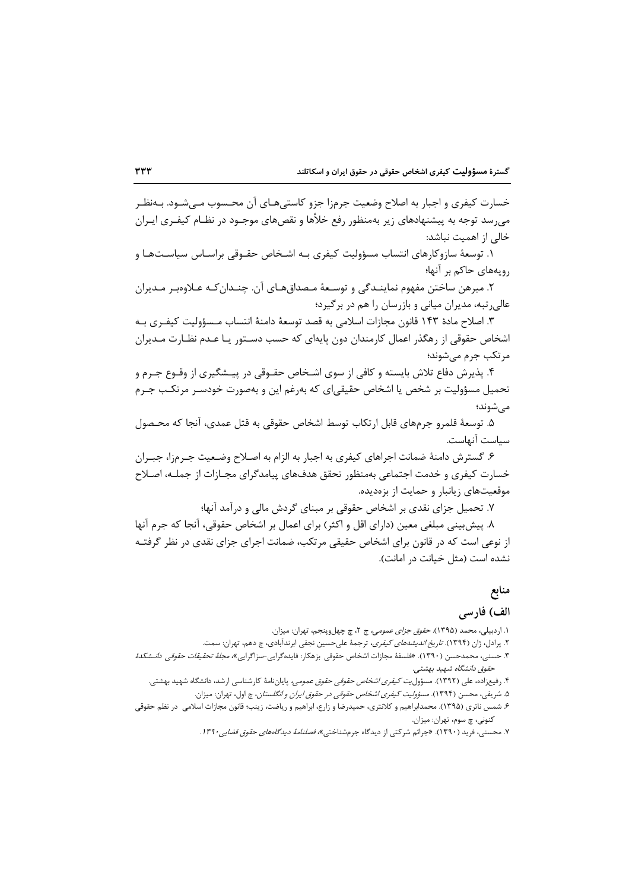خسارت کیفری و اجبار به اصلاح وضعیت جرم‌زا جزو کاستی‌های آن محسوب می‌شود. به‌نظر می‌رسد توجه به پیشنهادهای زیر به‌منظور رفع خلأها و نقص‌های موجود در نظام کیفری ایران خالی از اهمیت نباشد:

۱. توسعهٔ سازوکارهای انتساب مسؤولیت کیفری به اشخاص حقوقی براساس سیاست‌ها و رویه‌های حاکم بر آنها؛

۲. مبرهن ساختن مفهوم نمایندگی و توسعهٔ مصداق‌های آن. چندان‌که علاوه‌بر مدیران عالی‌رتبه، مدیران میانی و بازرسان را هم در برگیرد؛

۳. اصلاح مادهٔ ۱۴۳ قانون مجازات اسلامی به قصد توسعهٔ دامنهٔ انتساب مسؤولیت کیفری به اشخاص حقوقی از رهگذر اعمال کارمندان دون پایه‌ای که حسب دستور یا عدم نظارت مدیران مرتکب جرم می‌شوند؛

۴. پذیرش دفاع تلاش بایسته و کافی از سوی اشخاص حقوقی در پیشگیری از وقوع جرم و تحمیل مسؤولیت بر شخص یا اشخاص حقیقی‌ای که به‌رغم این و به‌صورت خودسر مرتکب جرم می‌شوند؛

۵. توسعهٔ قلمرو جرم‌های قابل ارتکاب توسط اشخاص حقوقی به قتل عمدی، آنجا که محصول سیاست آنهاست.

۶. گسترش دامنهٔ ضمانت اجراهای کیفری به اجبار به الزام به اصلاح وضعیت جرم‌زا، جبران خسارت کیفری و خدمت اجتماعی به‌منظور تحقق هدف‌های پیامدگرای مجازات از جمله، اصلاح موقعیت‌های زیانبار و حمایت از بزه‌دیده.

۷. تحمیل جزای نقدی بر اشخاص حقوقی بر مبنای گردش مالی و درآمد آنها؛

۸. پیش‌بینی مبلغی معین (دارای اقل و اکثر) برای اعمال بر اشخاص حقوقی، آنجا که جرم آنها از نوعی است که در قانون برای اشخاص حقیقی مرتکب، ضمانت اجرای جزای نقدی در نظر گرفته نشده است (مثل خیانت در امانت).

## منابع

### الف) فارسی

۱. اردبیلی، محمد (۱۳۹۵). *حقوق جزای عمومی*، ج ۲، چ چهل‌وپنجم، تهران: میزان.

۲. پرادل، ژان (۱۳۹۴). *تاریخ اندیشه‌های کیفری*، ترجمهٔ علی‌حسین نجفی ابرندآبادی، چ دهم، تهران: سمت.

۳. حسنی، محمدحسن (۱۳۹۰). «فلسفهٔ مجازات اشخاص حقوقی بزهکار: فایده‌گرایی-سزاگرایی»، *مجلهٔ تحقیقات حقوقی دانشکدهٔ حقوق دانشگاه شهید بهشتی*.

۴. رفیع‌زاده، علی (۱۳۹۲). مسؤولیت *کیفری اشخاص حقوقی حقوق عمومی*، پایان‌نامهٔ کارشناسی ارشد، دانشگاه شهید بهشتی.

۵. شریفی، محسن (۱۳۹۴). *مسؤولیت کیفری اشخاص حقوقی در حقوق ایران و انگلستان*، چ اول، تهران: میزان.

۶. شمس ناتری (۱۳۹۵). محمدابراهیم و کلانتری، حمیدرضا و زارع، ابراهیم و ریاضت، زینب؛ قانون مجازات اسلامی در نظم حقوقی کنونی، چ سوم، تهران: میزان.

۷. محسنی، فرید (۱۳۹۰). «جرائم شرکتی از دیدگاه جرم‌شناختی»، *فصلنامهٔ دیدگاه‌های حقوق قضایی ۱۳۹۰*.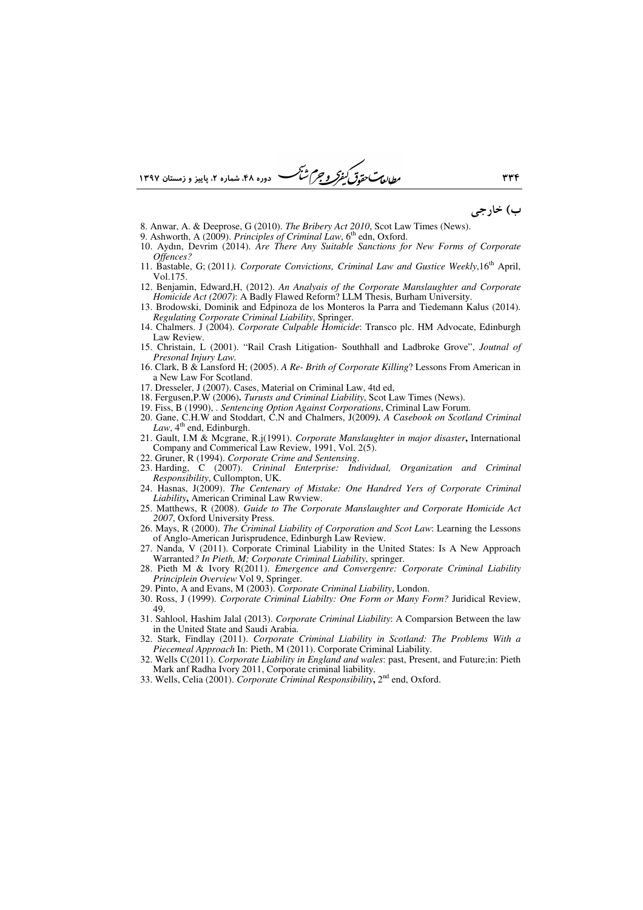## ب) خارجی

8. Anwar, A. & Deeprose, G (2010). *The Bribery Act 2010*, Scot Law Times (News).
9. Ashworth, A (2009). *Principles of Criminal Law*, 6th edn, Oxford.
10. Aydın, Devrim (2014). *Are There Any Suitable Sanctions for New Forms of Corporate Offences?*
11. Bastable, G; (2011*). Corporate Convictions, Criminal Law and Gustice Weekly*,16th April, Vol.175.
12. Benjamin, Edward,H, (2012). *An Analyais of the Corporate Manslaughter and Corporate Homicide Act (2007)*: A Badly Flawed Reform? LLM Thesis, Burham University.
13. Brodowski, Dominik and Edpinoza de los Monteros la Parra and Tiedemann Kalus (2014). *Regulating Corporate Criminal Liability*, Springer.
14. Chalmers. J (2004). *Corporate Culpable Homicide*: Transco plc. HM Advocate, Edinburgh Law Review.
15. Christain, L (2001). "Rail Crash Litigation- Southhall and Ladbroke Grove", *Joutnal of Presonal Injury Law*.
16. Clark, B & Lansford H; (2005). *A Re- Brith of Corporate Killing*? Lessons From American in a New Law For Scotland.
17. Dresseler, J (2007). Cases, Material on Criminal Law, 4td ed,
18. Fergusen,P.W (2006)**.** *Turusts and Criminal Liability*, Scot Law Times (News).
19. Fiss, B (1990), . *Sentencing Option Against Corporations*, Criminal Law Forum.
20. Gane, C.H.W and Stoddart, C.N and Chalmers, J(2009*). A Casebook on Scotland Criminal Law*, 4th end, Edinburgh.
21. Gault, I.M & Mcgrane, R.j(1991). *Corporate Manslaughter in major disaster***,** International Company and Commerical Law Review, 1991, Vol. 2(5).
22. Gruner, R (1994). *Corporate Crime and Sentensing*.
23. Harding, C (2007). *Crininal Enterprise: Individual, Organization and Criminal Responsibility*, Cullompton, UK.
24. Hasnas, J(2009). *The Centenary of Mistake: One Handred Yers of Corporate Criminal Liability***,** American Criminal Law Rwview.
25. Matthews, R (2008). *Guide to The Corporate Manslaughter and Corporate Homicide Act 2007*, Oxford University Press.
26. Mays, R (2000). *The Criminal Liability of Corporation and Scot Law*: Learning the Lessons of Anglo-American Jurisprudence, Edinburgh Law Review.
27. Nanda, V (2011). Corporate Criminal Liability in the United States: Is A New Approach Warranted*? In Pieth, M; Corporate Criminal Liability*, springer.
28. Pieth M & Ivory R(2011). *Emergence and Convergenre: Corporate Criminal Liability Principlein Overview* Vol 9, Springer.
29. Pinto, A and Evans, M (2003). *Corporate Criminal Liability*, London.
30. Ross, J (1999). *Corporate Criminal Liabilty: One Form or Many Form?* Juridical Review, 49.
31. Sahlool, Hashim Jalal (2013). *Corporate Criminal Liability*: A Comparsion Between the law in the United State and Saudi Arabia.
32. Stark, Findlay (2011). *Corporate Criminal Liability in Scotland: The Problems With a Piecemeal Approach* In: Pieth, M (2011). Corporate Criminal Liability.
32. Wells C(2011). *Corporate Liability in England and wales*: past, Present, and Future;in: Pieth Mark anf Radha Ivory 2011, Corporate criminal liability.
33. Wells, Celia (2001). *Corporate Criminal Responsibility***,** 2nd end, Oxford.